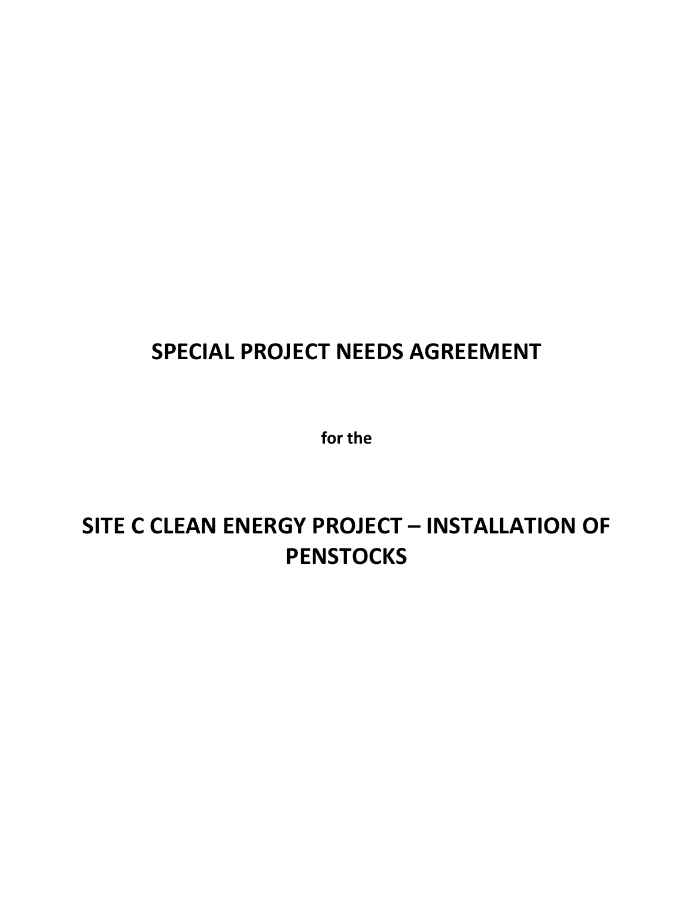# SPECIAL PROJECT NEEDS AGREEMENT

**for the**

# SITE C CLEAN ENERGY PROJECT – INSTALLATION OF PENSTOCKS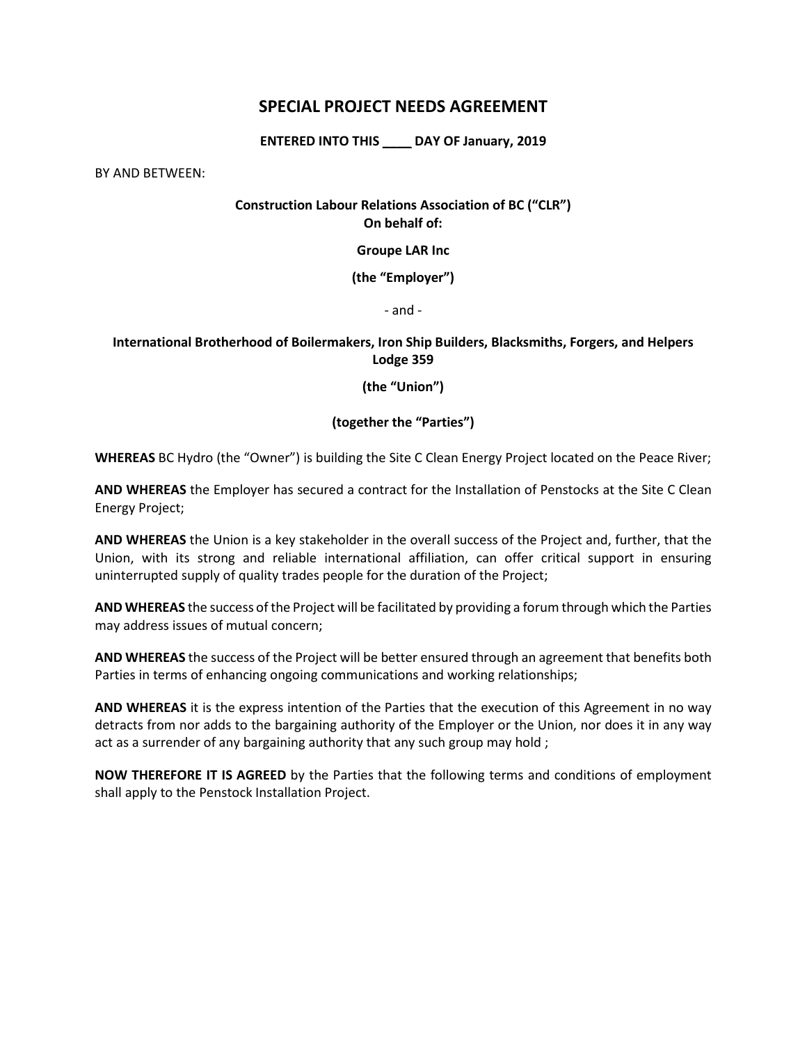# SPECIAL PROJECT NEEDS AGREEMENT

**ENTERED INTO THIS ____ DAY OF January, 2019**

BY AND BETWEEN:

**Construction Labour Relations Association of BC ("CLR")**
**On behalf of:**

**Groupe LAR Inc**

**(the "Employer")**

- and -

**International Brotherhood of Boilermakers, Iron Ship Builders, Blacksmiths, Forgers, and Helpers Lodge 359**

**(the "Union")**

**(together the "Parties")**

**WHEREAS** BC Hydro (the "Owner") is building the Site C Clean Energy Project located on the Peace River;

**AND WHEREAS** the Employer has secured a contract for the Installation of Penstocks at the Site C Clean Energy Project;

**AND WHEREAS** the Union is a key stakeholder in the overall success of the Project and, further, that the Union, with its strong and reliable international affiliation, can offer critical support in ensuring uninterrupted supply of quality trades people for the duration of the Project;

**AND WHEREAS** the success of the Project will be facilitated by providing a forum through which the Parties may address issues of mutual concern;

**AND WHEREAS** the success of the Project will be better ensured through an agreement that benefits both Parties in terms of enhancing ongoing communications and working relationships;

**AND WHEREAS** it is the express intention of the Parties that the execution of this Agreement in no way detracts from nor adds to the bargaining authority of the Employer or the Union, nor does it in any way act as a surrender of any bargaining authority that any such group may hold ;

**NOW THEREFORE IT IS AGREED** by the Parties that the following terms and conditions of employment shall apply to the Penstock Installation Project.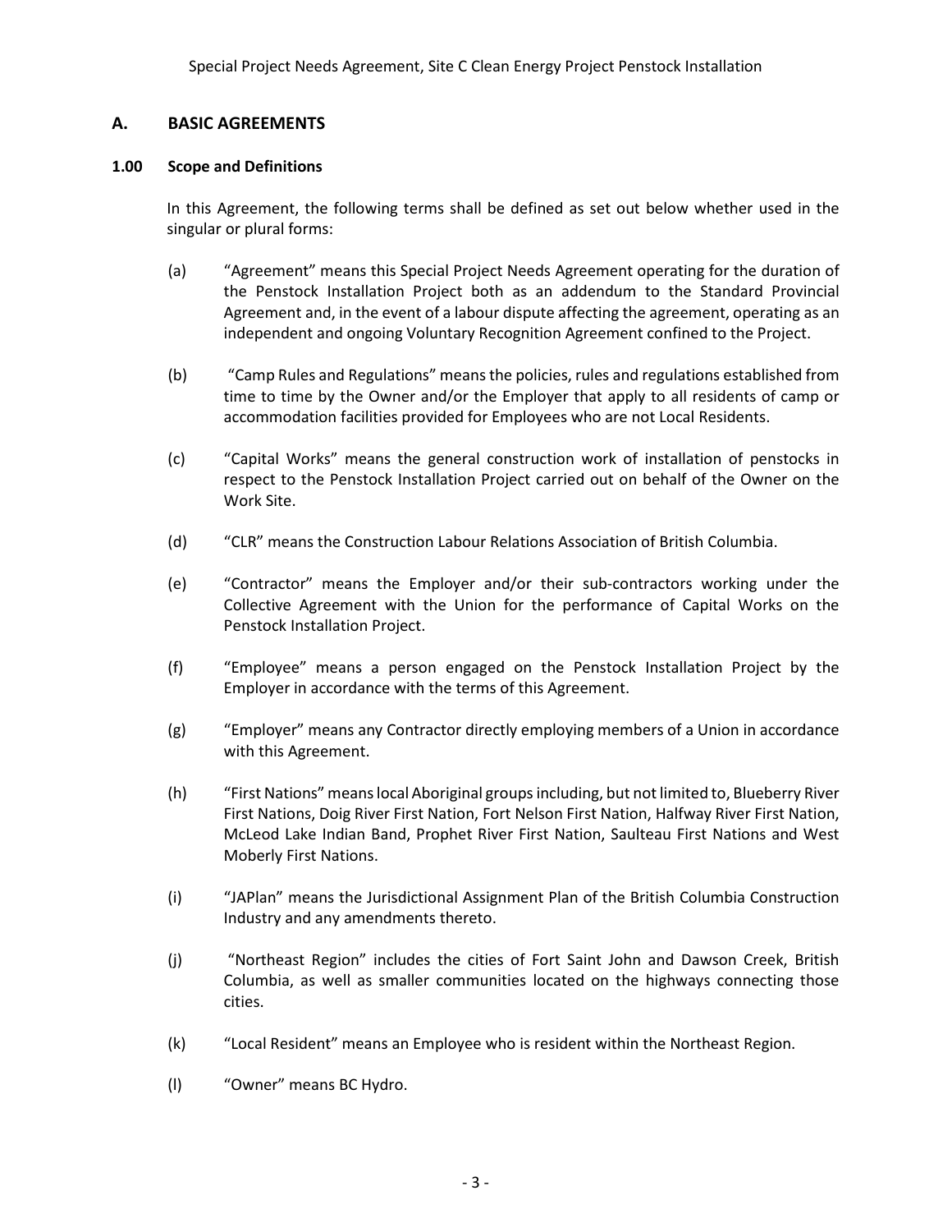## A. BASIC AGREEMENTS

### 1.00 Scope and Definitions

In this Agreement, the following terms shall be defined as set out below whether used in the singular or plural forms:

(a) "Agreement" means this Special Project Needs Agreement operating for the duration of the Penstock Installation Project both as an addendum to the Standard Provincial Agreement and, in the event of a labour dispute affecting the agreement, operating as an independent and ongoing Voluntary Recognition Agreement confined to the Project.

(b) "Camp Rules and Regulations" means the policies, rules and regulations established from time to time by the Owner and/or the Employer that apply to all residents of camp or accommodation facilities provided for Employees who are not Local Residents.

(c) "Capital Works" means the general construction work of installation of penstocks in respect to the Penstock Installation Project carried out on behalf of the Owner on the Work Site.

(d) "CLR" means the Construction Labour Relations Association of British Columbia.

(e) "Contractor" means the Employer and/or their sub-contractors working under the Collective Agreement with the Union for the performance of Capital Works on the Penstock Installation Project.

(f) "Employee" means a person engaged on the Penstock Installation Project by the Employer in accordance with the terms of this Agreement.

(g) "Employer" means any Contractor directly employing members of a Union in accordance with this Agreement.

(h) "First Nations" means local Aboriginal groups including, but not limited to, Blueberry River First Nations, Doig River First Nation, Fort Nelson First Nation, Halfway River First Nation, McLeod Lake Indian Band, Prophet River First Nation, Saulteau First Nations and West Moberly First Nations.

(i) "JAPlan" means the Jurisdictional Assignment Plan of the British Columbia Construction Industry and any amendments thereto.

(j) "Northeast Region" includes the cities of Fort Saint John and Dawson Creek, British Columbia, as well as smaller communities located on the highways connecting those cities.

(k) "Local Resident" means an Employee who is resident within the Northeast Region.

(l) "Owner" means BC Hydro.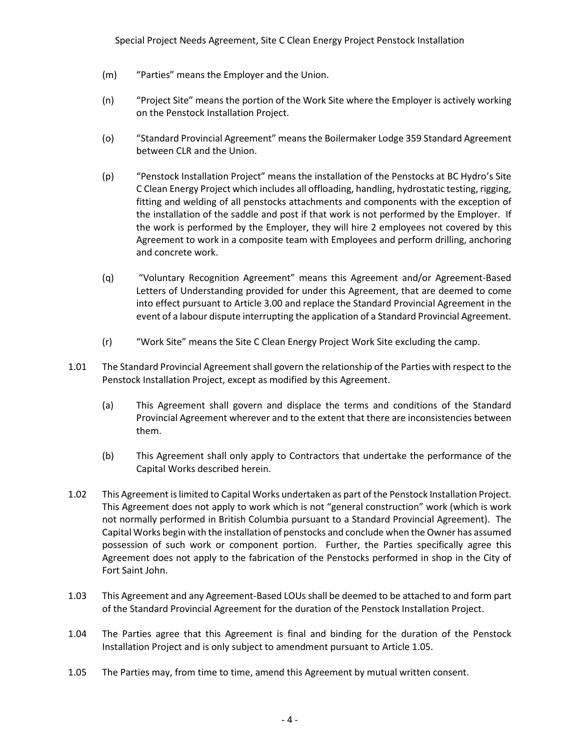(m) “Parties” means the Employer and the Union.

(n) “Project Site” means the portion of the Work Site where the Employer is actively working on the Penstock Installation Project.

(o) “Standard Provincial Agreement” means the Boilermaker Lodge 359 Standard Agreement between CLR and the Union.

(p) “Penstock Installation Project” means the installation of the Penstocks at BC Hydro’s Site C Clean Energy Project which includes all offloading, handling, hydrostatic testing, rigging, fitting and welding of all penstocks attachments and components with the exception of the installation of the saddle and post if that work is not performed by the Employer. If the work is performed by the Employer, they will hire 2 employees not covered by this Agreement to work in a composite team with Employees and perform drilling, anchoring and concrete work.

(q) “Voluntary Recognition Agreement” means this Agreement and/or Agreement-Based Letters of Understanding provided for under this Agreement, that are deemed to come into effect pursuant to Article 3.00 and replace the Standard Provincial Agreement in the event of a labour dispute interrupting the application of a Standard Provincial Agreement.

(r) “Work Site” means the Site C Clean Energy Project Work Site excluding the camp.

1.01 The Standard Provincial Agreement shall govern the relationship of the Parties with respect to the Penstock Installation Project, except as modified by this Agreement.

(a) This Agreement shall govern and displace the terms and conditions of the Standard Provincial Agreement wherever and to the extent that there are inconsistencies between them.

(b) This Agreement shall only apply to Contractors that undertake the performance of the Capital Works described herein.

1.02 This Agreement is limited to Capital Works undertaken as part of the Penstock Installation Project. This Agreement does not apply to work which is not “general construction” work (which is work not normally performed in British Columbia pursuant to a Standard Provincial Agreement). The Capital Works begin with the installation of penstocks and conclude when the Owner has assumed possession of such work or component portion. Further, the Parties specifically agree this Agreement does not apply to the fabrication of the Penstocks performed in shop in the City of Fort Saint John.

1.03 This Agreement and any Agreement-Based LOUs shall be deemed to be attached to and form part of the Standard Provincial Agreement for the duration of the Penstock Installation Project.

1.04 The Parties agree that this Agreement is final and binding for the duration of the Penstock Installation Project and is only subject to amendment pursuant to Article 1.05.

1.05 The Parties may, from time to time, amend this Agreement by mutual written consent.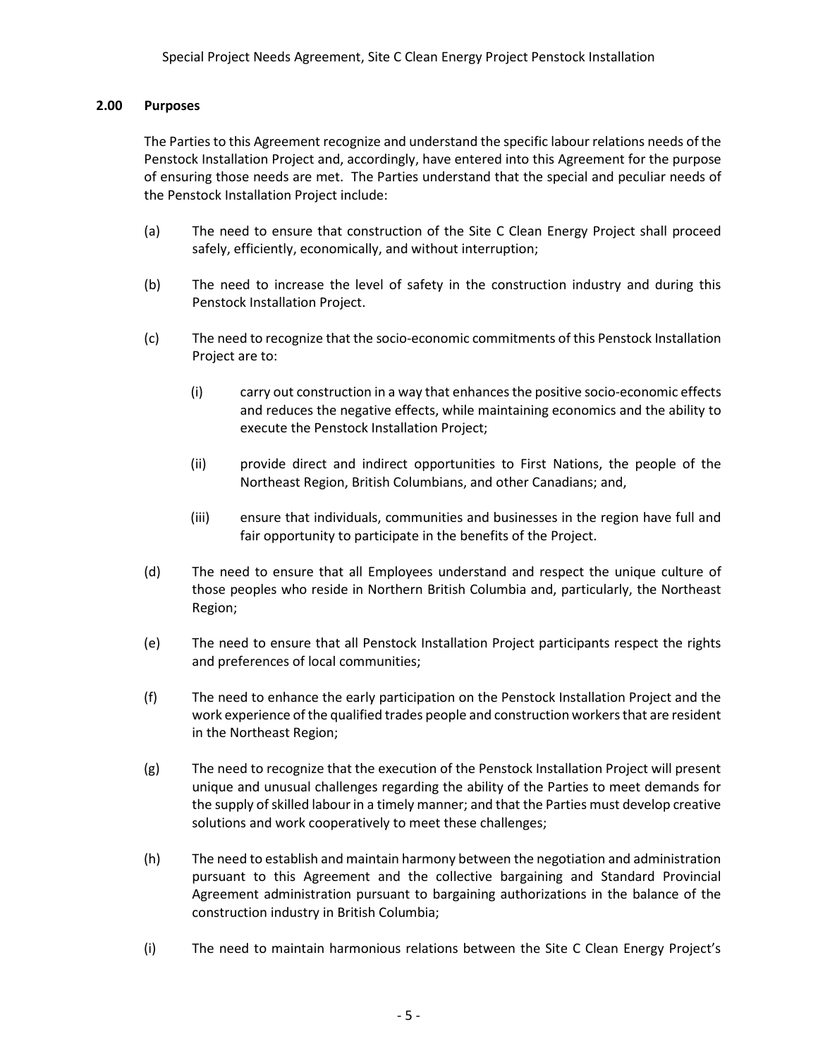## 2.00 Purposes

The Parties to this Agreement recognize and understand the specific labour relations needs of the Penstock Installation Project and, accordingly, have entered into this Agreement for the purpose of ensuring those needs are met. The Parties understand that the special and peculiar needs of the Penstock Installation Project include:

(a) The need to ensure that construction of the Site C Clean Energy Project shall proceed safely, efficiently, economically, and without interruption;

(b) The need to increase the level of safety in the construction industry and during this Penstock Installation Project.

(c) The need to recognize that the socio-economic commitments of this Penstock Installation Project are to:

  (i) carry out construction in a way that enhances the positive socio-economic effects and reduces the negative effects, while maintaining economics and the ability to execute the Penstock Installation Project;

  (ii) provide direct and indirect opportunities to First Nations, the people of the Northeast Region, British Columbians, and other Canadians; and,

  (iii) ensure that individuals, communities and businesses in the region have full and fair opportunity to participate in the benefits of the Project.

(d) The need to ensure that all Employees understand and respect the unique culture of those peoples who reside in Northern British Columbia and, particularly, the Northeast Region;

(e) The need to ensure that all Penstock Installation Project participants respect the rights and preferences of local communities;

(f) The need to enhance the early participation on the Penstock Installation Project and the work experience of the qualified trades people and construction workers that are resident in the Northeast Region;

(g) The need to recognize that the execution of the Penstock Installation Project will present unique and unusual challenges regarding the ability of the Parties to meet demands for the supply of skilled labour in a timely manner; and that the Parties must develop creative solutions and work cooperatively to meet these challenges;

(h) The need to establish and maintain harmony between the negotiation and administration pursuant to this Agreement and the collective bargaining and Standard Provincial Agreement administration pursuant to bargaining authorizations in the balance of the construction industry in British Columbia;

(i) The need to maintain harmonious relations between the Site C Clean Energy Project's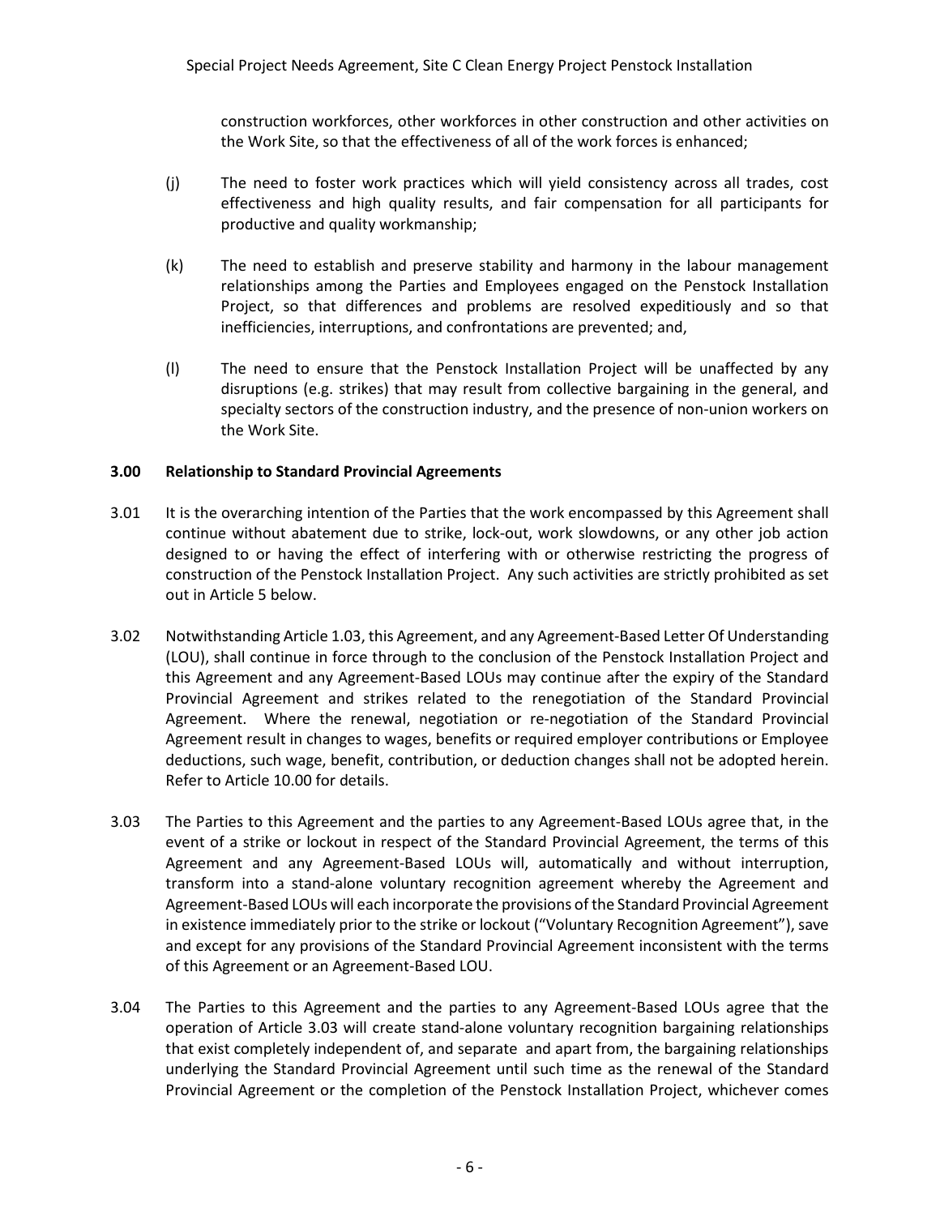construction workforces, other workforces in other construction and other activities on the Work Site, so that the effectiveness of all of the work forces is enhanced;

(j) The need to foster work practices which will yield consistency across all trades, cost effectiveness and high quality results, and fair compensation for all participants for productive and quality workmanship;

(k) The need to establish and preserve stability and harmony in the labour management relationships among the Parties and Employees engaged on the Penstock Installation Project, so that differences and problems are resolved expeditiously and so that inefficiencies, interruptions, and confrontations are prevented; and,

(l) The need to ensure that the Penstock Installation Project will be unaffected by any disruptions (e.g. strikes) that may result from collective bargaining in the general, and specialty sectors of the construction industry, and the presence of non-union workers on the Work Site.

## 3.00 Relationship to Standard Provincial Agreements

3.01 It is the overarching intention of the Parties that the work encompassed by this Agreement shall continue without abatement due to strike, lock-out, work slowdowns, or any other job action designed to or having the effect of interfering with or otherwise restricting the progress of construction of the Penstock Installation Project. Any such activities are strictly prohibited as set out in Article 5 below.

3.02 Notwithstanding Article 1.03, this Agreement, and any Agreement-Based Letter Of Understanding (LOU), shall continue in force through to the conclusion of the Penstock Installation Project and this Agreement and any Agreement-Based LOUs may continue after the expiry of the Standard Provincial Agreement and strikes related to the renegotiation of the Standard Provincial Agreement. Where the renewal, negotiation or re-negotiation of the Standard Provincial Agreement result in changes to wages, benefits or required employer contributions or Employee deductions, such wage, benefit, contribution, or deduction changes shall not be adopted herein. Refer to Article 10.00 for details.

3.03 The Parties to this Agreement and the parties to any Agreement-Based LOUs agree that, in the event of a strike or lockout in respect of the Standard Provincial Agreement, the terms of this Agreement and any Agreement-Based LOUs will, automatically and without interruption, transform into a stand-alone voluntary recognition agreement whereby the Agreement and Agreement-Based LOUs will each incorporate the provisions of the Standard Provincial Agreement in existence immediately prior to the strike or lockout ("Voluntary Recognition Agreement"), save and except for any provisions of the Standard Provincial Agreement inconsistent with the terms of this Agreement or an Agreement-Based LOU.

3.04 The Parties to this Agreement and the parties to any Agreement-Based LOUs agree that the operation of Article 3.03 will create stand-alone voluntary recognition bargaining relationships that exist completely independent of, and separate and apart from, the bargaining relationships underlying the Standard Provincial Agreement until such time as the renewal of the Standard Provincial Agreement or the completion of the Penstock Installation Project, whichever comes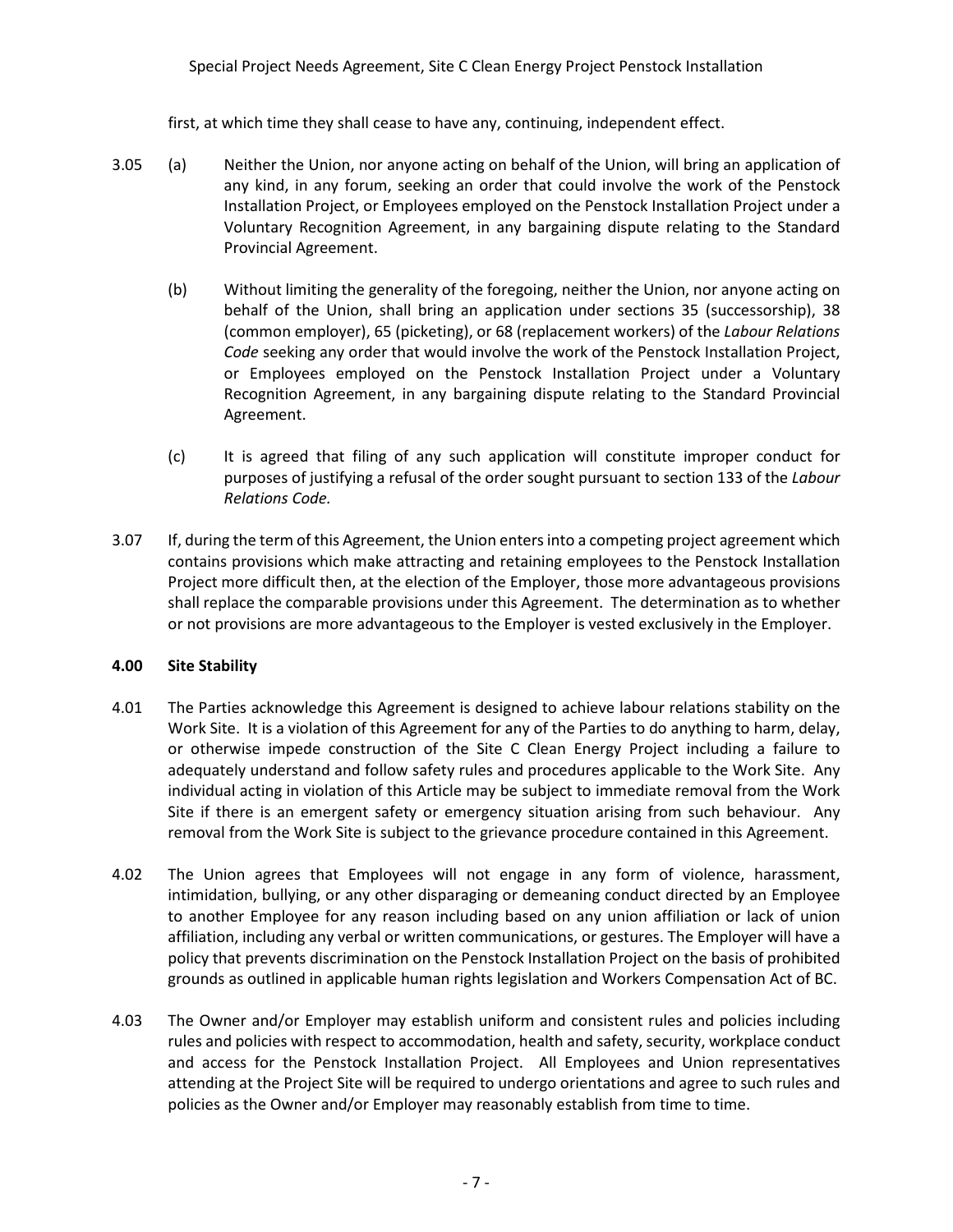first, at which time they shall cease to have any, continuing, independent effect.

3.05 (a) Neither the Union, nor anyone acting on behalf of the Union, will bring an application of any kind, in any forum, seeking an order that could involve the work of the Penstock Installation Project, or Employees employed on the Penstock Installation Project under a Voluntary Recognition Agreement, in any bargaining dispute relating to the Standard Provincial Agreement.

(b) Without limiting the generality of the foregoing, neither the Union, nor anyone acting on behalf of the Union, shall bring an application under sections 35 (successorship), 38 (common employer), 65 (picketing), or 68 (replacement workers) of the *Labour Relations Code* seeking any order that would involve the work of the Penstock Installation Project, or Employees employed on the Penstock Installation Project under a Voluntary Recognition Agreement, in any bargaining dispute relating to the Standard Provincial Agreement.

(c) It is agreed that filing of any such application will constitute improper conduct for purposes of justifying a refusal of the order sought pursuant to section 133 of the *Labour Relations Code.*

3.07 If, during the term of this Agreement, the Union enters into a competing project agreement which contains provisions which make attracting and retaining employees to the Penstock Installation Project more difficult then, at the election of the Employer, those more advantageous provisions shall replace the comparable provisions under this Agreement. The determination as to whether or not provisions are more advantageous to the Employer is vested exclusively in the Employer.

## 4.00 Site Stability

4.01 The Parties acknowledge this Agreement is designed to achieve labour relations stability on the Work Site. It is a violation of this Agreement for any of the Parties to do anything to harm, delay, or otherwise impede construction of the Site C Clean Energy Project including a failure to adequately understand and follow safety rules and procedures applicable to the Work Site. Any individual acting in violation of this Article may be subject to immediate removal from the Work Site if there is an emergent safety or emergency situation arising from such behaviour. Any removal from the Work Site is subject to the grievance procedure contained in this Agreement.

4.02 The Union agrees that Employees will not engage in any form of violence, harassment, intimidation, bullying, or any other disparaging or demeaning conduct directed by an Employee to another Employee for any reason including based on any union affiliation or lack of union affiliation, including any verbal or written communications, or gestures. The Employer will have a policy that prevents discrimination on the Penstock Installation Project on the basis of prohibited grounds as outlined in applicable human rights legislation and Workers Compensation Act of BC.

4.03 The Owner and/or Employer may establish uniform and consistent rules and policies including rules and policies with respect to accommodation, health and safety, security, workplace conduct and access for the Penstock Installation Project. All Employees and Union representatives attending at the Project Site will be required to undergo orientations and agree to such rules and policies as the Owner and/or Employer may reasonably establish from time to time.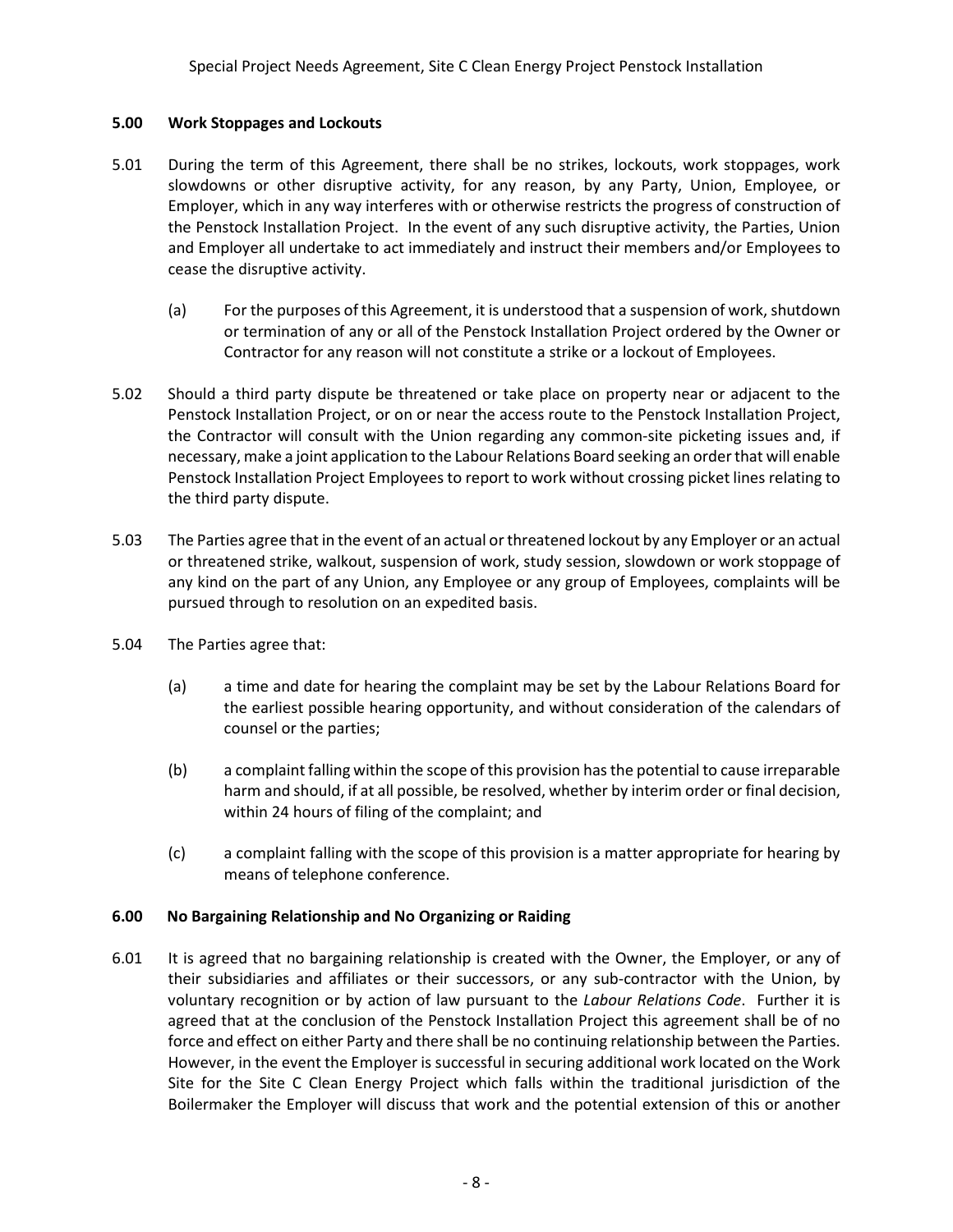### 5.00 Work Stoppages and Lockouts

5.01 During the term of this Agreement, there shall be no strikes, lockouts, work stoppages, work slowdowns or other disruptive activity, for any reason, by any Party, Union, Employee, or Employer, which in any way interferes with or otherwise restricts the progress of construction of the Penstock Installation Project. In the event of any such disruptive activity, the Parties, Union and Employer all undertake to act immediately and instruct their members and/or Employees to cease the disruptive activity.

(a) For the purposes of this Agreement, it is understood that a suspension of work, shutdown or termination of any or all of the Penstock Installation Project ordered by the Owner or Contractor for any reason will not constitute a strike or a lockout of Employees.

5.02 Should a third party dispute be threatened or take place on property near or adjacent to the Penstock Installation Project, or on or near the access route to the Penstock Installation Project, the Contractor will consult with the Union regarding any common-site picketing issues and, if necessary, make a joint application to the Labour Relations Board seeking an order that will enable Penstock Installation Project Employees to report to work without crossing picket lines relating to the third party dispute.

5.03 The Parties agree that in the event of an actual or threatened lockout by any Employer or an actual or threatened strike, walkout, suspension of work, study session, slowdown or work stoppage of any kind on the part of any Union, any Employee or any group of Employees, complaints will be pursued through to resolution on an expedited basis.

5.04 The Parties agree that:

(a) a time and date for hearing the complaint may be set by the Labour Relations Board for the earliest possible hearing opportunity, and without consideration of the calendars of counsel or the parties;

(b) a complaint falling within the scope of this provision has the potential to cause irreparable harm and should, if at all possible, be resolved, whether by interim order or final decision, within 24 hours of filing of the complaint; and

(c) a complaint falling with the scope of this provision is a matter appropriate for hearing by means of telephone conference.

### 6.00 No Bargaining Relationship and No Organizing or Raiding

6.01 It is agreed that no bargaining relationship is created with the Owner, the Employer, or any of their subsidiaries and affiliates or their successors, or any sub-contractor with the Union, by voluntary recognition or by action of law pursuant to the *Labour Relations Code*. Further it is agreed that at the conclusion of the Penstock Installation Project this agreement shall be of no force and effect on either Party and there shall be no continuing relationship between the Parties. However, in the event the Employer is successful in securing additional work located on the Work Site for the Site C Clean Energy Project which falls within the traditional jurisdiction of the Boilermaker the Employer will discuss that work and the potential extension of this or another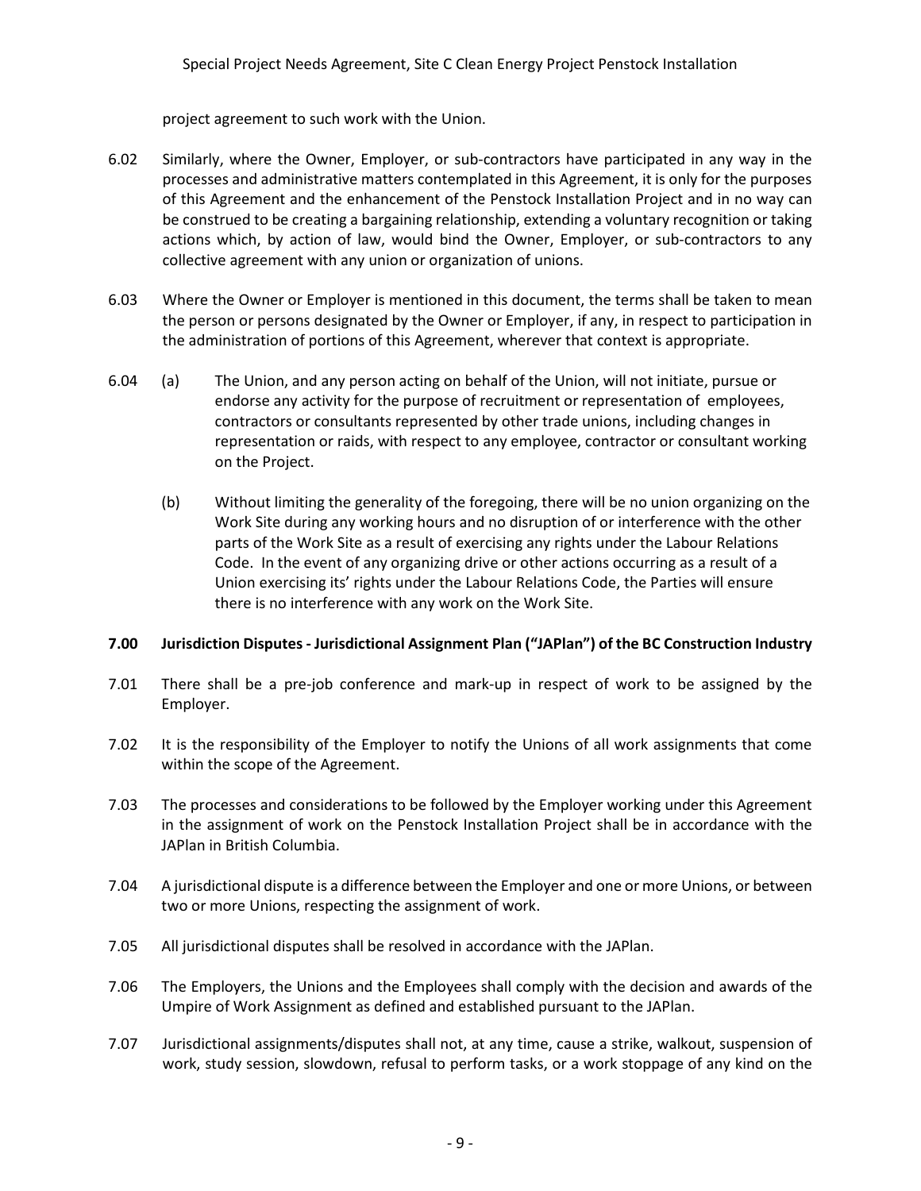project agreement to such work with the Union.

6.02 Similarly, where the Owner, Employer, or sub-contractors have participated in any way in the processes and administrative matters contemplated in this Agreement, it is only for the purposes of this Agreement and the enhancement of the Penstock Installation Project and in no way can be construed to be creating a bargaining relationship, extending a voluntary recognition or taking actions which, by action of law, would bind the Owner, Employer, or sub-contractors to any collective agreement with any union or organization of unions.

6.03 Where the Owner or Employer is mentioned in this document, the terms shall be taken to mean the person or persons designated by the Owner or Employer, if any, in respect to participation in the administration of portions of this Agreement, wherever that context is appropriate.

6.04 (a) The Union, and any person acting on behalf of the Union, will not initiate, pursue or endorse any activity for the purpose of recruitment or representation of employees, contractors or consultants represented by other trade unions, including changes in representation or raids, with respect to any employee, contractor or consultant working on the Project.

(b) Without limiting the generality of the foregoing, there will be no union organizing on the Work Site during any working hours and no disruption of or interference with the other parts of the Work Site as a result of exercising any rights under the Labour Relations Code. In the event of any organizing drive or other actions occurring as a result of a Union exercising its' rights under the Labour Relations Code, the Parties will ensure there is no interference with any work on the Work Site.

**7.00 Jurisdiction Disputes - Jurisdictional Assignment Plan ("JAPlan") of the BC Construction Industry**

7.01 There shall be a pre-job conference and mark-up in respect of work to be assigned by the Employer.

7.02 It is the responsibility of the Employer to notify the Unions of all work assignments that come within the scope of the Agreement.

7.03 The processes and considerations to be followed by the Employer working under this Agreement in the assignment of work on the Penstock Installation Project shall be in accordance with the JAPlan in British Columbia.

7.04 A jurisdictional dispute is a difference between the Employer and one or more Unions, or between two or more Unions, respecting the assignment of work.

7.05 All jurisdictional disputes shall be resolved in accordance with the JAPlan.

7.06 The Employers, the Unions and the Employees shall comply with the decision and awards of the Umpire of Work Assignment as defined and established pursuant to the JAPlan.

7.07 Jurisdictional assignments/disputes shall not, at any time, cause a strike, walkout, suspension of work, study session, slowdown, refusal to perform tasks, or a work stoppage of any kind on the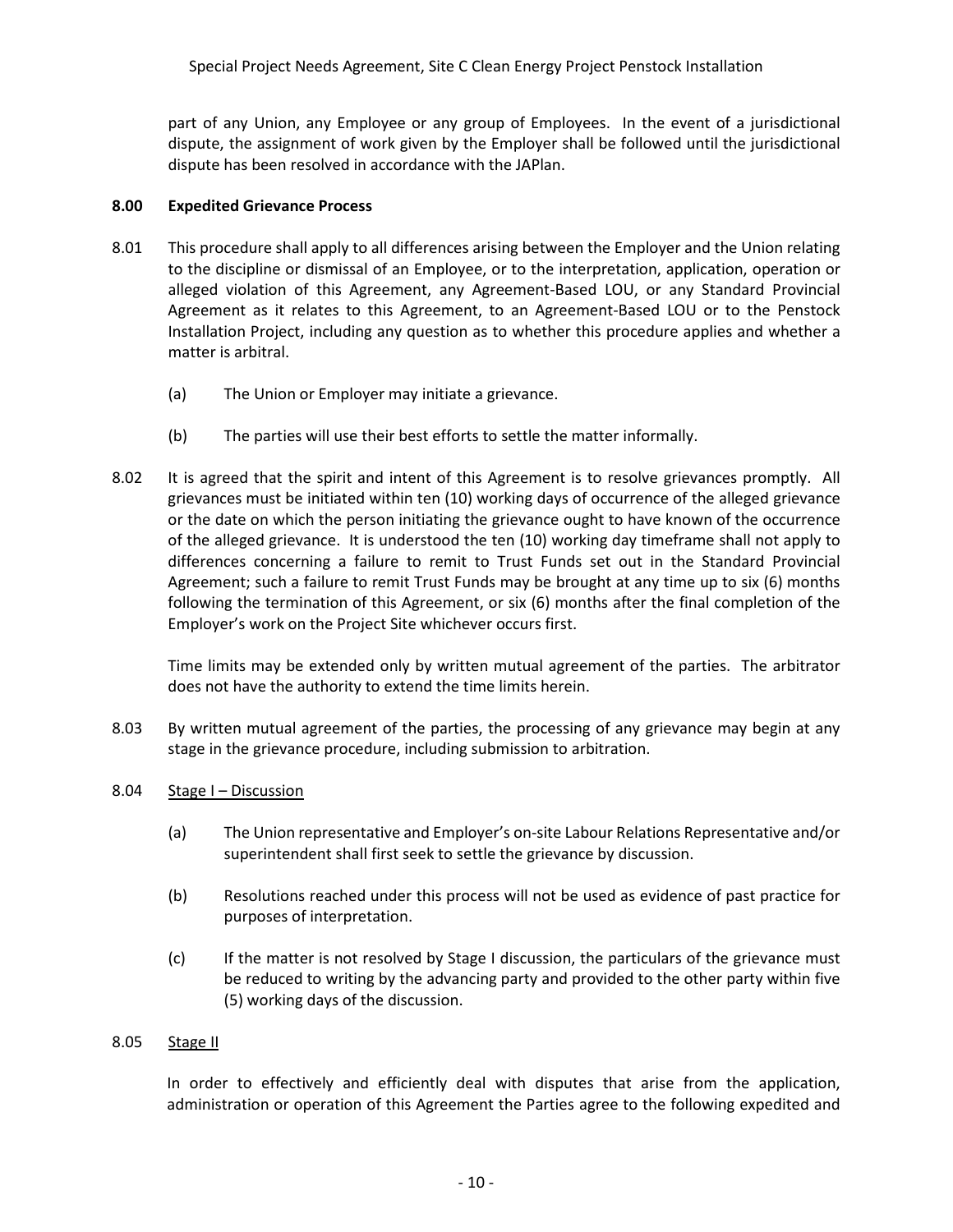part of any Union, any Employee or any group of Employees. In the event of a jurisdictional dispute, the assignment of work given by the Employer shall be followed until the jurisdictional dispute has been resolved in accordance with the JAPlan.

## 8.00 Expedited Grievance Process

8.01 This procedure shall apply to all differences arising between the Employer and the Union relating to the discipline or dismissal of an Employee, or to the interpretation, application, operation or alleged violation of this Agreement, any Agreement-Based LOU, or any Standard Provincial Agreement as it relates to this Agreement, to an Agreement-Based LOU or to the Penstock Installation Project, including any question as to whether this procedure applies and whether a matter is arbitral.

(a) The Union or Employer may initiate a grievance.

(b) The parties will use their best efforts to settle the matter informally.

8.02 It is agreed that the spirit and intent of this Agreement is to resolve grievances promptly. All grievances must be initiated within ten (10) working days of occurrence of the alleged grievance or the date on which the person initiating the grievance ought to have known of the occurrence of the alleged grievance. It is understood the ten (10) working day timeframe shall not apply to differences concerning a failure to remit to Trust Funds set out in the Standard Provincial Agreement; such a failure to remit Trust Funds may be brought at any time up to six (6) months following the termination of this Agreement, or six (6) months after the final completion of the Employer's work on the Project Site whichever occurs first.

Time limits may be extended only by written mutual agreement of the parties. The arbitrator does not have the authority to extend the time limits herein.

8.03 By written mutual agreement of the parties, the processing of any grievance may begin at any stage in the grievance procedure, including submission to arbitration.

8.04 <u>Stage I – Discussion</u>

(a) The Union representative and Employer's on-site Labour Relations Representative and/or superintendent shall first seek to settle the grievance by discussion.

(b) Resolutions reached under this process will not be used as evidence of past practice for purposes of interpretation.

(c) If the matter is not resolved by Stage I discussion, the particulars of the grievance must be reduced to writing by the advancing party and provided to the other party within five (5) working days of the discussion.

8.05 <u>Stage II</u>

In order to effectively and efficiently deal with disputes that arise from the application, administration or operation of this Agreement the Parties agree to the following expedited and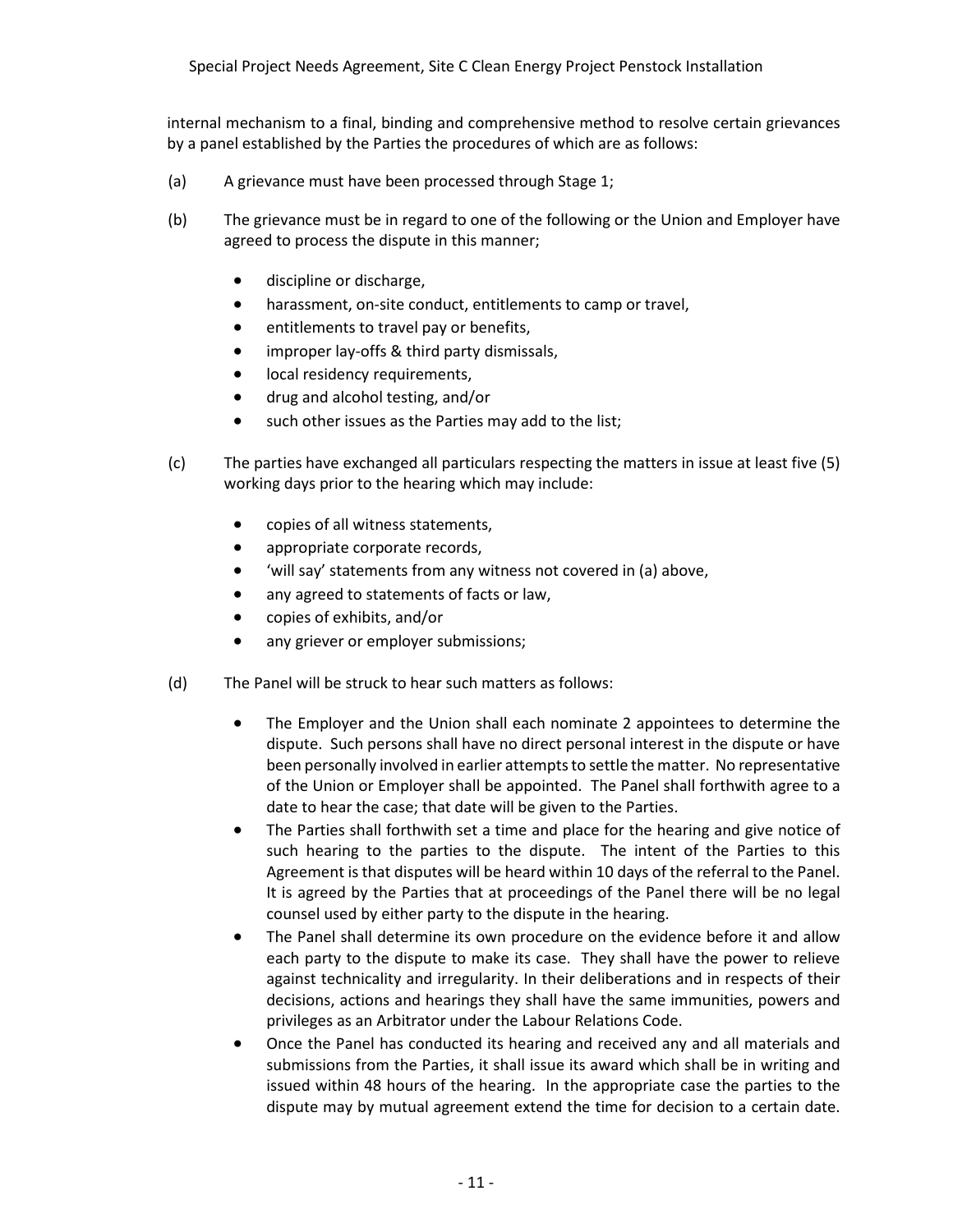internal mechanism to a final, binding and comprehensive method to resolve certain grievances by a panel established by the Parties the procedures of which are as follows:

(a) A grievance must have been processed through Stage 1;

(b) The grievance must be in regard to one of the following or the Union and Employer have agreed to process the dispute in this manner;

- discipline or discharge,
- harassment, on-site conduct, entitlements to camp or travel,
- entitlements to travel pay or benefits,
- improper lay-offs & third party dismissals,
- local residency requirements,
- drug and alcohol testing, and/or
- such other issues as the Parties may add to the list;

(c) The parties have exchanged all particulars respecting the matters in issue at least five (5) working days prior to the hearing which may include:

- copies of all witness statements,
- appropriate corporate records,
- 'will say' statements from any witness not covered in (a) above,
- any agreed to statements of facts or law,
- copies of exhibits, and/or
- any griever or employer submissions;

(d) The Panel will be struck to hear such matters as follows:

- The Employer and the Union shall each nominate 2 appointees to determine the dispute. Such persons shall have no direct personal interest in the dispute or have been personally involved in earlier attempts to settle the matter. No representative of the Union or Employer shall be appointed. The Panel shall forthwith agree to a date to hear the case; that date will be given to the Parties.
- The Parties shall forthwith set a time and place for the hearing and give notice of such hearing to the parties to the dispute. The intent of the Parties to this Agreement is that disputes will be heard within 10 days of the referral to the Panel. It is agreed by the Parties that at proceedings of the Panel there will be no legal counsel used by either party to the dispute in the hearing.
- The Panel shall determine its own procedure on the evidence before it and allow each party to the dispute to make its case. They shall have the power to relieve against technicality and irregularity. In their deliberations and in respects of their decisions, actions and hearings they shall have the same immunities, powers and privileges as an Arbitrator under the Labour Relations Code.
- Once the Panel has conducted its hearing and received any and all materials and submissions from the Parties, it shall issue its award which shall be in writing and issued within 48 hours of the hearing. In the appropriate case the parties to the dispute may by mutual agreement extend the time for decision to a certain date.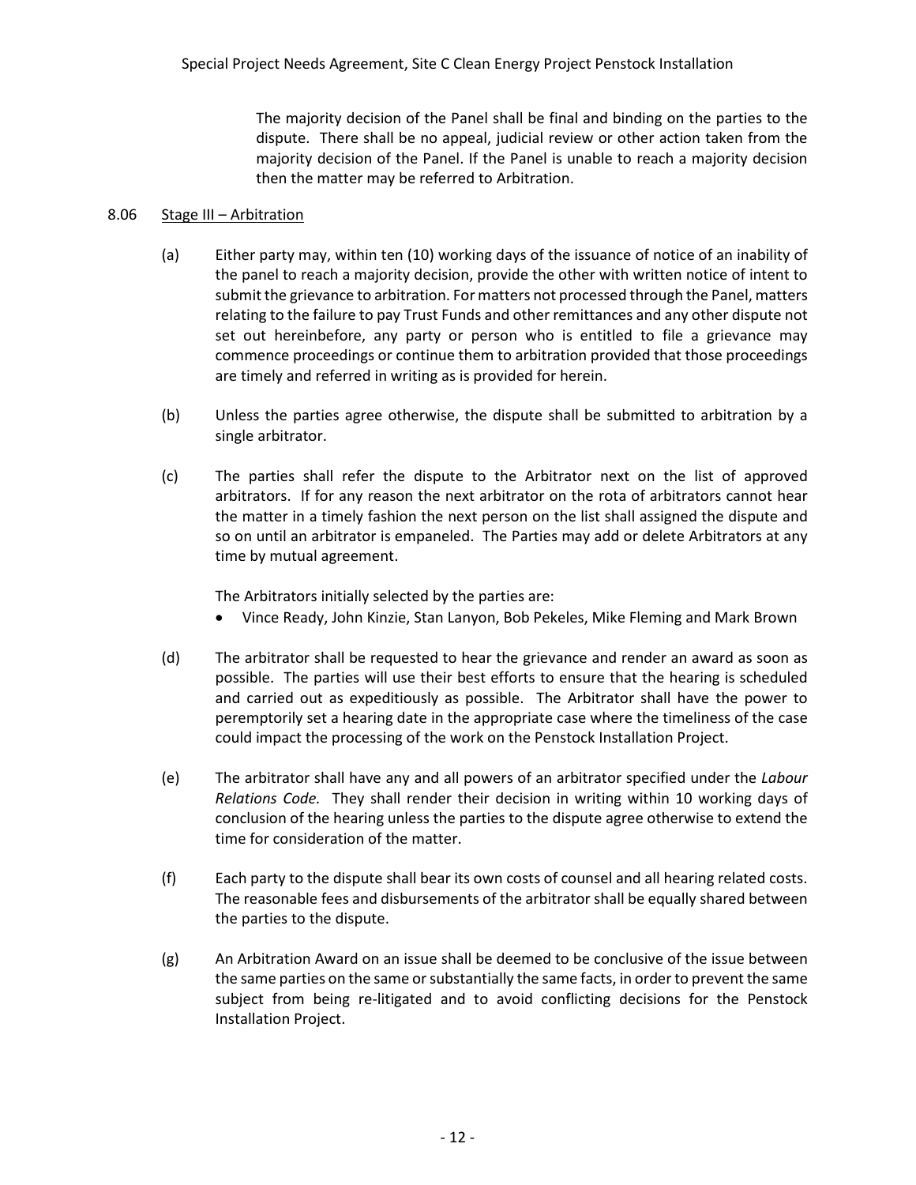The majority decision of the Panel shall be final and binding on the parties to the dispute. There shall be no appeal, judicial review or other action taken from the majority decision of the Panel. If the Panel is unable to reach a majority decision then the matter may be referred to Arbitration.

8.06 Stage III – Arbitration

(a) Either party may, within ten (10) working days of the issuance of notice of an inability of the panel to reach a majority decision, provide the other with written notice of intent to submit the grievance to arbitration. For matters not processed through the Panel, matters relating to the failure to pay Trust Funds and other remittances and any other dispute not set out hereinbefore, any party or person who is entitled to file a grievance may commence proceedings or continue them to arbitration provided that those proceedings are timely and referred in writing as is provided for herein.

(b) Unless the parties agree otherwise, the dispute shall be submitted to arbitration by a single arbitrator.

(c) The parties shall refer the dispute to the Arbitrator next on the list of approved arbitrators. If for any reason the next arbitrator on the rota of arbitrators cannot hear the matter in a timely fashion the next person on the list shall assigned the dispute and so on until an arbitrator is empaneled. The Parties may add or delete Arbitrators at any time by mutual agreement.

The Arbitrators initially selected by the parties are:

- Vince Ready, John Kinzie, Stan Lanyon, Bob Pekeles, Mike Fleming and Mark Brown

(d) The arbitrator shall be requested to hear the grievance and render an award as soon as possible. The parties will use their best efforts to ensure that the hearing is scheduled and carried out as expeditiously as possible. The Arbitrator shall have the power to peremptorily set a hearing date in the appropriate case where the timeliness of the case could impact the processing of the work on the Penstock Installation Project.

(e) The arbitrator shall have any and all powers of an arbitrator specified under the *Labour Relations Code.* They shall render their decision in writing within 10 working days of conclusion of the hearing unless the parties to the dispute agree otherwise to extend the time for consideration of the matter.

(f) Each party to the dispute shall bear its own costs of counsel and all hearing related costs. The reasonable fees and disbursements of the arbitrator shall be equally shared between the parties to the dispute.

(g) An Arbitration Award on an issue shall be deemed to be conclusive of the issue between the same parties on the same or substantially the same facts, in order to prevent the same subject from being re-litigated and to avoid conflicting decisions for the Penstock Installation Project.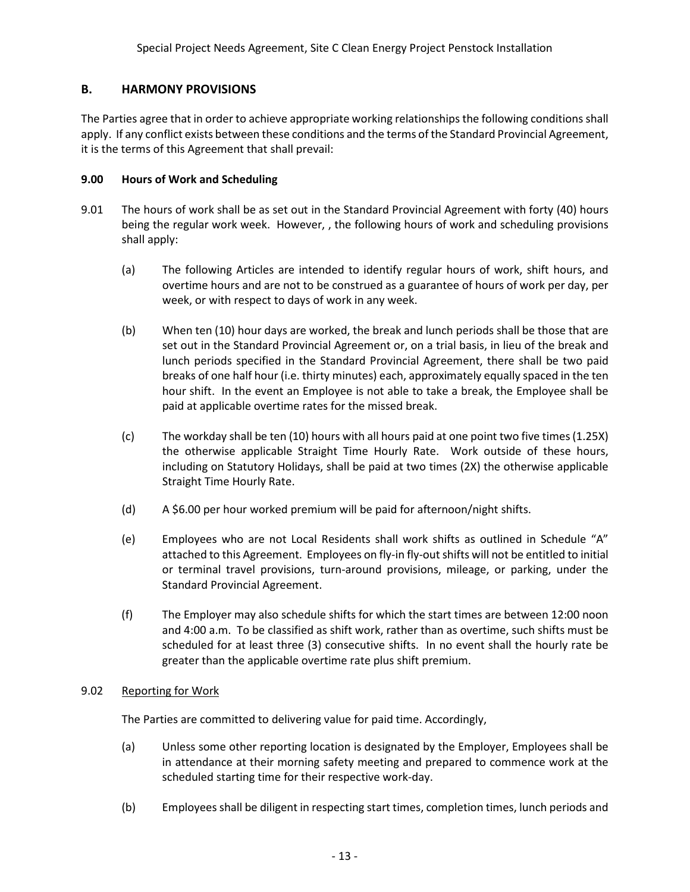## B. HARMONY PROVISIONS

The Parties agree that in order to achieve appropriate working relationships the following conditions shall apply. If any conflict exists between these conditions and the terms of the Standard Provincial Agreement, it is the terms of this Agreement that shall prevail:

### 9.00 Hours of Work and Scheduling

9.01 The hours of work shall be as set out in the Standard Provincial Agreement with forty (40) hours being the regular work week. However, , the following hours of work and scheduling provisions shall apply:

(a) The following Articles are intended to identify regular hours of work, shift hours, and overtime hours and are not to be construed as a guarantee of hours of work per day, per week, or with respect to days of work in any week.

(b) When ten (10) hour days are worked, the break and lunch periods shall be those that are set out in the Standard Provincial Agreement or, on a trial basis, in lieu of the break and lunch periods specified in the Standard Provincial Agreement, there shall be two paid breaks of one half hour (i.e. thirty minutes) each, approximately equally spaced in the ten hour shift. In the event an Employee is not able to take a break, the Employee shall be paid at applicable overtime rates for the missed break.

(c) The workday shall be ten (10) hours with all hours paid at one point two five times (1.25X) the otherwise applicable Straight Time Hourly Rate. Work outside of these hours, including on Statutory Holidays, shall be paid at two times (2X) the otherwise applicable Straight Time Hourly Rate.

(d) A $6.00 per hour worked premium will be paid for afternoon/night shifts.

(e) Employees who are not Local Residents shall work shifts as outlined in Schedule "A" attached to this Agreement. Employees on fly-in fly-out shifts will not be entitled to initial or terminal travel provisions, turn-around provisions, mileage, or parking, under the Standard Provincial Agreement.

(f) The Employer may also schedule shifts for which the start times are between 12:00 noon and 4:00 a.m. To be classified as shift work, rather than as overtime, such shifts must be scheduled for at least three (3) consecutive shifts. In no event shall the hourly rate be greater than the applicable overtime rate plus shift premium.

9.02 Reporting for Work

The Parties are committed to delivering value for paid time. Accordingly,

(a) Unless some other reporting location is designated by the Employer, Employees shall be in attendance at their morning safety meeting and prepared to commence work at the scheduled starting time for their respective work-day.

(b) Employees shall be diligent in respecting start times, completion times, lunch periods and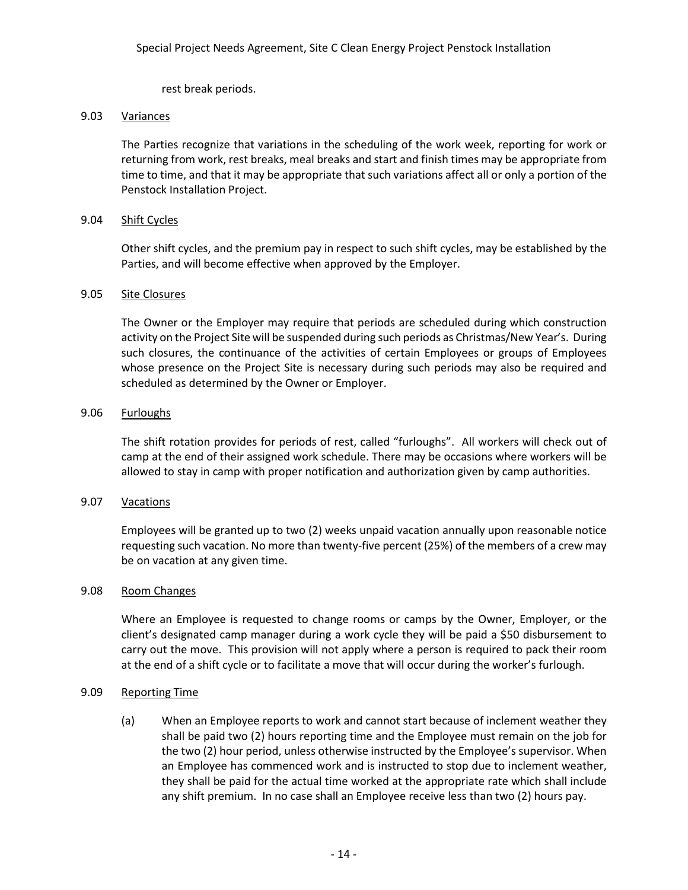rest break periods.

### 9.03 Variances

The Parties recognize that variations in the scheduling of the work week, reporting for work or returning from work, rest breaks, meal breaks and start and finish times may be appropriate from time to time, and that it may be appropriate that such variations affect all or only a portion of the Penstock Installation Project.

### 9.04 Shift Cycles

Other shift cycles, and the premium pay in respect to such shift cycles, may be established by the Parties, and will become effective when approved by the Employer.

### 9.05 Site Closures

The Owner or the Employer may require that periods are scheduled during which construction activity on the Project Site will be suspended during such periods as Christmas/New Year's. During such closures, the continuance of the activities of certain Employees or groups of Employees whose presence on the Project Site is necessary during such periods may also be required and scheduled as determined by the Owner or Employer.

### 9.06 Furloughs

The shift rotation provides for periods of rest, called "furloughs". All workers will check out of camp at the end of their assigned work schedule. There may be occasions where workers will be allowed to stay in camp with proper notification and authorization given by camp authorities.

### 9.07 Vacations

Employees will be granted up to two (2) weeks unpaid vacation annually upon reasonable notice requesting such vacation. No more than twenty-five percent (25%) of the members of a crew may be on vacation at any given time.

### 9.08 Room Changes

Where an Employee is requested to change rooms or camps by the Owner, Employer, or the client's designated camp manager during a work cycle they will be paid a $50 disbursement to carry out the move. This provision will not apply where a person is required to pack their room at the end of a shift cycle or to facilitate a move that will occur during the worker's furlough.

### 9.09 Reporting Time

(a) When an Employee reports to work and cannot start because of inclement weather they shall be paid two (2) hours reporting time and the Employee must remain on the job for the two (2) hour period, unless otherwise instructed by the Employee's supervisor. When an Employee has commenced work and is instructed to stop due to inclement weather, they shall be paid for the actual time worked at the appropriate rate which shall include any shift premium. In no case shall an Employee receive less than two (2) hours pay.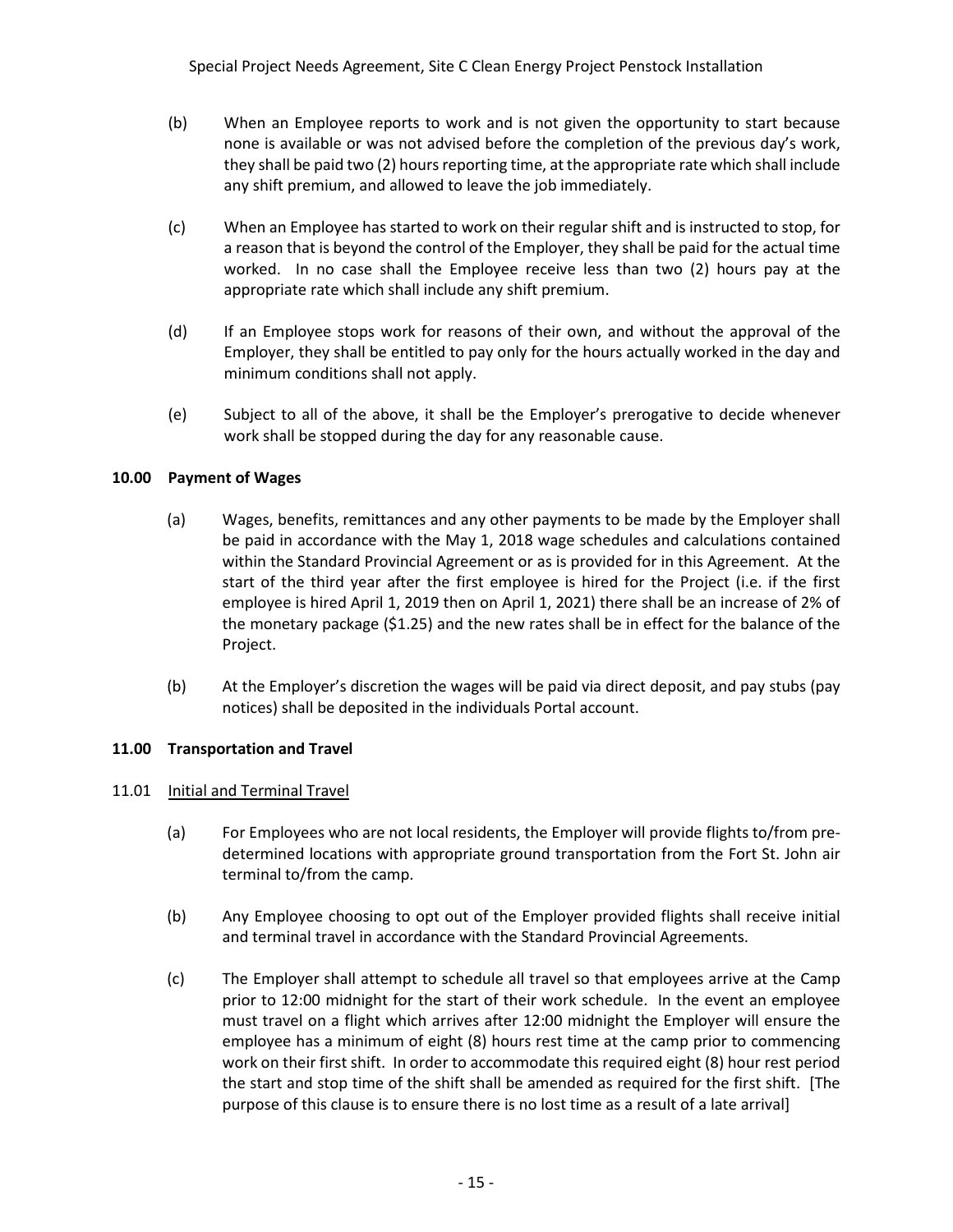(b) When an Employee reports to work and is not given the opportunity to start because none is available or was not advised before the completion of the previous day's work, they shall be paid two (2) hours reporting time, at the appropriate rate which shall include any shift premium, and allowed to leave the job immediately.

(c) When an Employee has started to work on their regular shift and is instructed to stop, for a reason that is beyond the control of the Employer, they shall be paid for the actual time worked. In no case shall the Employee receive less than two (2) hours pay at the appropriate rate which shall include any shift premium.

(d) If an Employee stops work for reasons of their own, and without the approval of the Employer, they shall be entitled to pay only for the hours actually worked in the day and minimum conditions shall not apply.

(e) Subject to all of the above, it shall be the Employer's prerogative to decide whenever work shall be stopped during the day for any reasonable cause.

## 10.00 Payment of Wages

(a) Wages, benefits, remittances and any other payments to be made by the Employer shall be paid in accordance with the May 1, 2018 wage schedules and calculations contained within the Standard Provincial Agreement or as is provided for in this Agreement. At the start of the third year after the first employee is hired for the Project (i.e. if the first employee is hired April 1, 2019 then on April 1, 2021) there shall be an increase of 2% of the monetary package ($1.25) and the new rates shall be in effect for the balance of the Project.

(b) At the Employer's discretion the wages will be paid via direct deposit, and pay stubs (pay notices) shall be deposited in the individuals Portal account.

## 11.00 Transportation and Travel

### 11.01 Initial and Terminal Travel

(a) For Employees who are not local residents, the Employer will provide flights to/from pre-determined locations with appropriate ground transportation from the Fort St. John air terminal to/from the camp.

(b) Any Employee choosing to opt out of the Employer provided flights shall receive initial and terminal travel in accordance with the Standard Provincial Agreements.

(c) The Employer shall attempt to schedule all travel so that employees arrive at the Camp prior to 12:00 midnight for the start of their work schedule. In the event an employee must travel on a flight which arrives after 12:00 midnight the Employer will ensure the employee has a minimum of eight (8) hours rest time at the camp prior to commencing work on their first shift. In order to accommodate this required eight (8) hour rest period the start and stop time of the shift shall be amended as required for the first shift. [The purpose of this clause is to ensure there is no lost time as a result of a late arrival]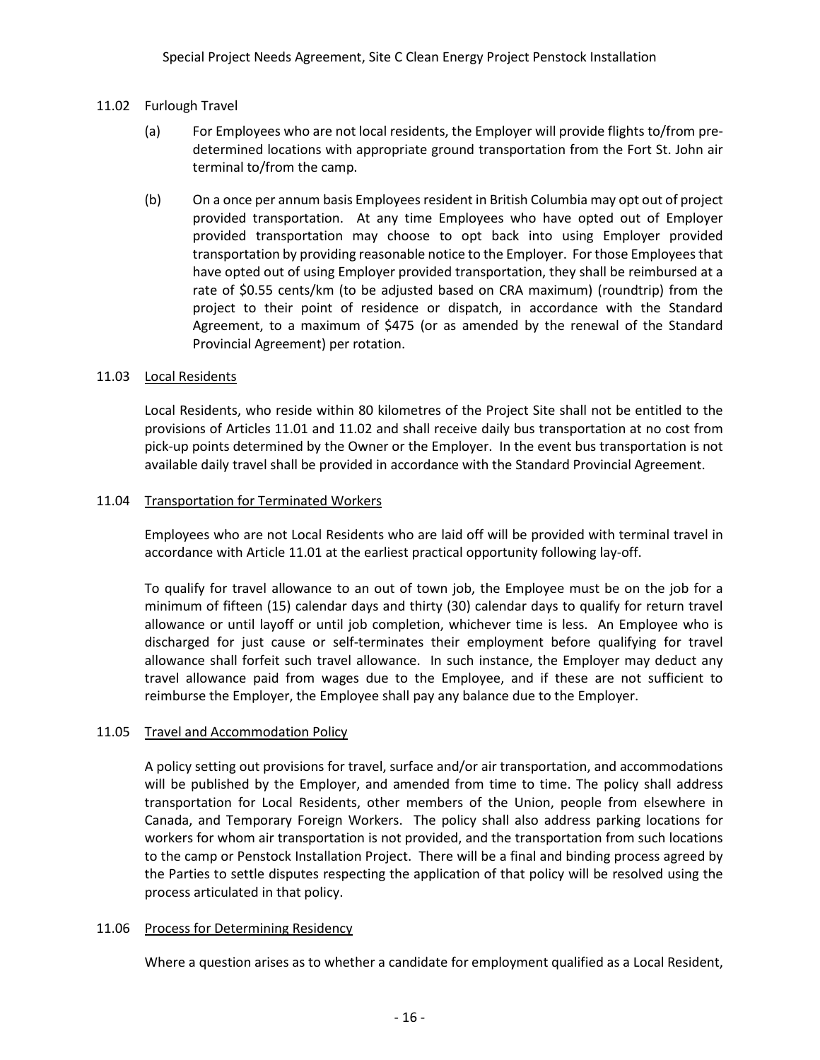11.02 Furlough Travel

(a) For Employees who are not local residents, the Employer will provide flights to/from pre-determined locations with appropriate ground transportation from the Fort St. John air terminal to/from the camp.

(b) On a once per annum basis Employees resident in British Columbia may opt out of project provided transportation. At any time Employees who have opted out of Employer provided transportation may choose to opt back into using Employer provided transportation by providing reasonable notice to the Employer. For those Employees that have opted out of using Employer provided transportation, they shall be reimbursed at a rate of $0.55 cents/km (to be adjusted based on CRA maximum) (roundtrip) from the project to their point of residence or dispatch, in accordance with the Standard Agreement, to a maximum of $475 (or as amended by the renewal of the Standard Provincial Agreement) per rotation.

11.03 Local Residents

Local Residents, who reside within 80 kilometres of the Project Site shall not be entitled to the provisions of Articles 11.01 and 11.02 and shall receive daily bus transportation at no cost from pick-up points determined by the Owner or the Employer. In the event bus transportation is not available daily travel shall be provided in accordance with the Standard Provincial Agreement.

11.04 Transportation for Terminated Workers

Employees who are not Local Residents who are laid off will be provided with terminal travel in accordance with Article 11.01 at the earliest practical opportunity following lay-off.

To qualify for travel allowance to an out of town job, the Employee must be on the job for a minimum of fifteen (15) calendar days and thirty (30) calendar days to qualify for return travel allowance or until layoff or until job completion, whichever time is less. An Employee who is discharged for just cause or self-terminates their employment before qualifying for travel allowance shall forfeit such travel allowance. In such instance, the Employer may deduct any travel allowance paid from wages due to the Employee, and if these are not sufficient to reimburse the Employer, the Employee shall pay any balance due to the Employer.

11.05 Travel and Accommodation Policy

A policy setting out provisions for travel, surface and/or air transportation, and accommodations will be published by the Employer, and amended from time to time. The policy shall address transportation for Local Residents, other members of the Union, people from elsewhere in Canada, and Temporary Foreign Workers. The policy shall also address parking locations for workers for whom air transportation is not provided, and the transportation from such locations to the camp or Penstock Installation Project. There will be a final and binding process agreed by the Parties to settle disputes respecting the application of that policy will be resolved using the process articulated in that policy.

11.06 Process for Determining Residency

Where a question arises as to whether a candidate for employment qualified as a Local Resident,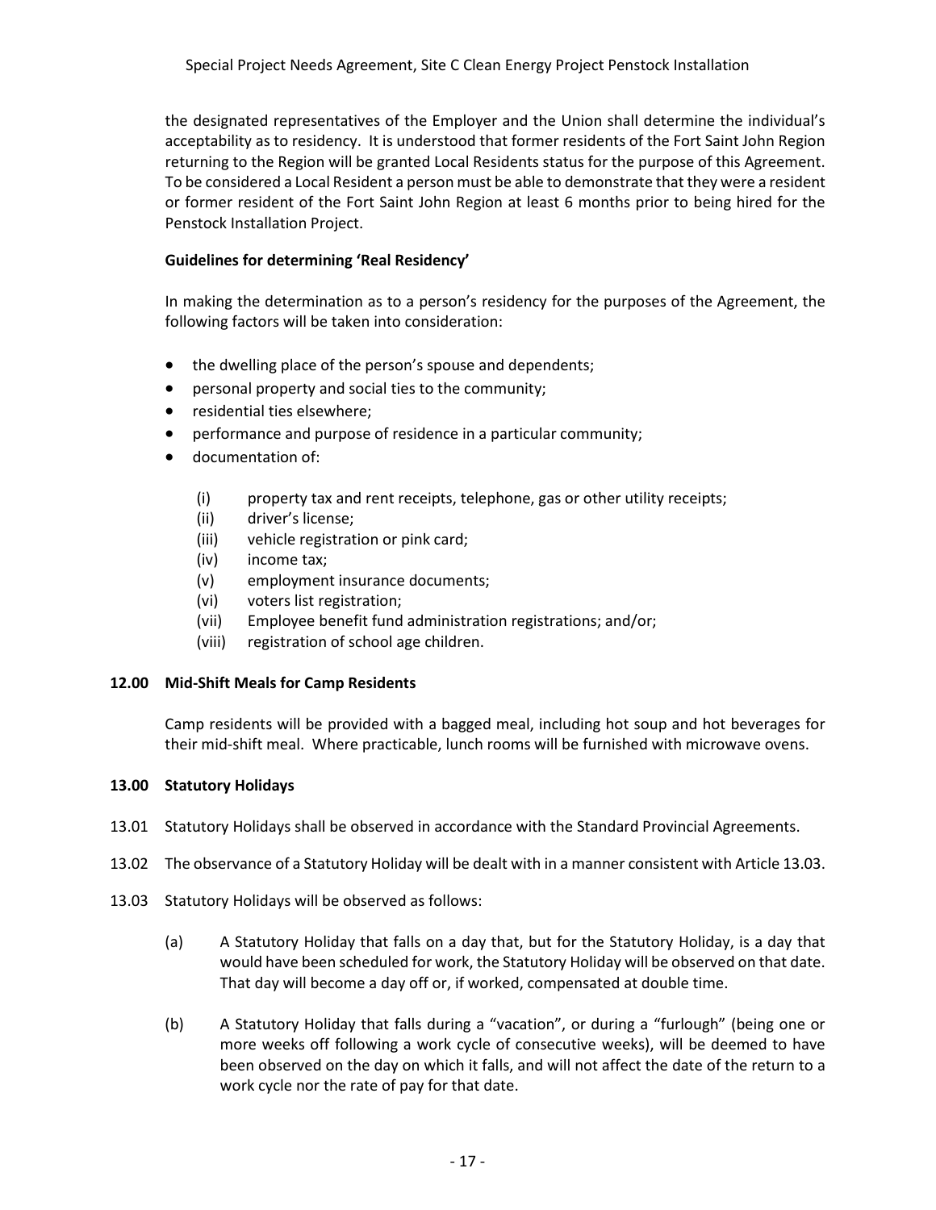the designated representatives of the Employer and the Union shall determine the individual's acceptability as to residency. It is understood that former residents of the Fort Saint John Region returning to the Region will be granted Local Residents status for the purpose of this Agreement. To be considered a Local Resident a person must be able to demonstrate that they were a resident or former resident of the Fort Saint John Region at least 6 months prior to being hired for the Penstock Installation Project.

**Guidelines for determining 'Real Residency'**

In making the determination as to a person's residency for the purposes of the Agreement, the following factors will be taken into consideration:

- the dwelling place of the person's spouse and dependents;
- personal property and social ties to the community;
- residential ties elsewhere;
- performance and purpose of residence in a particular community;
- documentation of:
  - (i) property tax and rent receipts, telephone, gas or other utility receipts;
  - (ii) driver's license;
  - (iii) vehicle registration or pink card;
  - (iv) income tax;
  - (v) employment insurance documents;
  - (vi) voters list registration;
  - (vii) Employee benefit fund administration registrations; and/or;
  - (viii) registration of school age children.

## 12.00 Mid-Shift Meals for Camp Residents

Camp residents will be provided with a bagged meal, including hot soup and hot beverages for their mid-shift meal. Where practicable, lunch rooms will be furnished with microwave ovens.

## 13.00 Statutory Holidays

13.01 Statutory Holidays shall be observed in accordance with the Standard Provincial Agreements.

13.02 The observance of a Statutory Holiday will be dealt with in a manner consistent with Article 13.03.

13.03 Statutory Holidays will be observed as follows:

(a) A Statutory Holiday that falls on a day that, but for the Statutory Holiday, is a day that would have been scheduled for work, the Statutory Holiday will be observed on that date. That day will become a day off or, if worked, compensated at double time.

(b) A Statutory Holiday that falls during a "vacation", or during a "furlough" (being one or more weeks off following a work cycle of consecutive weeks), will be deemed to have been observed on the day on which it falls, and will not affect the date of the return to a work cycle nor the rate of pay for that date.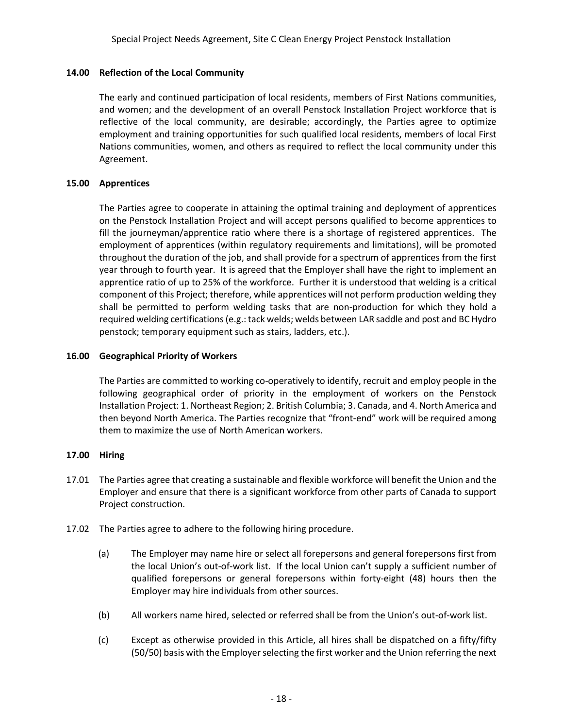## 14.00 Reflection of the Local Community

The early and continued participation of local residents, members of First Nations communities, and women; and the development of an overall Penstock Installation Project workforce that is reflective of the local community, are desirable; accordingly, the Parties agree to optimize employment and training opportunities for such qualified local residents, members of local First Nations communities, women, and others as required to reflect the local community under this Agreement.

## 15.00 Apprentices

The Parties agree to cooperate in attaining the optimal training and deployment of apprentices on the Penstock Installation Project and will accept persons qualified to become apprentices to fill the journeyman/apprentice ratio where there is a shortage of registered apprentices. The employment of apprentices (within regulatory requirements and limitations), will be promoted throughout the duration of the job, and shall provide for a spectrum of apprentices from the first year through to fourth year. It is agreed that the Employer shall have the right to implement an apprentice ratio of up to 25% of the workforce. Further it is understood that welding is a critical component of this Project; therefore, while apprentices will not perform production welding they shall be permitted to perform welding tasks that are non-production for which they hold a required welding certifications (e.g.: tack welds; welds between LAR saddle and post and BC Hydro penstock; temporary equipment such as stairs, ladders, etc.).

## 16.00 Geographical Priority of Workers

The Parties are committed to working co-operatively to identify, recruit and employ people in the following geographical order of priority in the employment of workers on the Penstock Installation Project: 1. Northeast Region; 2. British Columbia; 3. Canada, and 4. North America and then beyond North America. The Parties recognize that "front-end" work will be required among them to maximize the use of North American workers.

## 17.00 Hiring

17.01 The Parties agree that creating a sustainable and flexible workforce will benefit the Union and the Employer and ensure that there is a significant workforce from other parts of Canada to support Project construction.

17.02 The Parties agree to adhere to the following hiring procedure.

(a) The Employer may name hire or select all forepersons and general forepersons first from the local Union's out-of-work list. If the local Union can't supply a sufficient number of qualified forepersons or general forepersons within forty-eight (48) hours then the Employer may hire individuals from other sources.

(b) All workers name hired, selected or referred shall be from the Union's out-of-work list.

(c) Except as otherwise provided in this Article, all hires shall be dispatched on a fifty/fifty (50/50) basis with the Employer selecting the first worker and the Union referring the next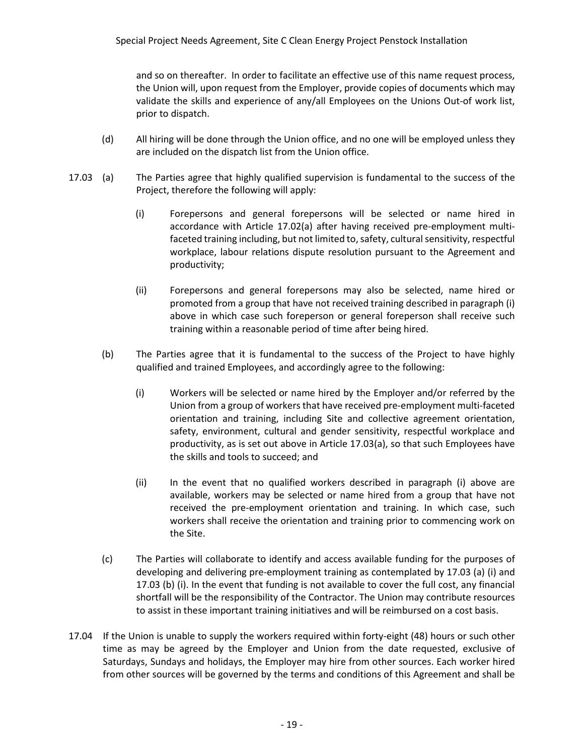and so on thereafter. In order to facilitate an effective use of this name request process, the Union will, upon request from the Employer, provide copies of documents which may validate the skills and experience of any/all Employees on the Unions Out-of work list, prior to dispatch.

(d) All hiring will be done through the Union office, and no one will be employed unless they are included on the dispatch list from the Union office.

17.03 (a) The Parties agree that highly qualified supervision is fundamental to the success of the Project, therefore the following will apply:

(i) Forepersons and general forepersons will be selected or name hired in accordance with Article 17.02(a) after having received pre-employment multi-faceted training including, but not limited to, safety, cultural sensitivity, respectful workplace, labour relations dispute resolution pursuant to the Agreement and productivity;

(ii) Forepersons and general forepersons may also be selected, name hired or promoted from a group that have not received training described in paragraph (i) above in which case such foreperson or general foreperson shall receive such training within a reasonable period of time after being hired.

(b) The Parties agree that it is fundamental to the success of the Project to have highly qualified and trained Employees, and accordingly agree to the following:

(i) Workers will be selected or name hired by the Employer and/or referred by the Union from a group of workers that have received pre-employment multi-faceted orientation and training, including Site and collective agreement orientation, safety, environment, cultural and gender sensitivity, respectful workplace and productivity, as is set out above in Article 17.03(a), so that such Employees have the skills and tools to succeed; and

(ii) In the event that no qualified workers described in paragraph (i) above are available, workers may be selected or name hired from a group that have not received the pre-employment orientation and training. In which case, such workers shall receive the orientation and training prior to commencing work on the Site.

(c) The Parties will collaborate to identify and access available funding for the purposes of developing and delivering pre-employment training as contemplated by 17.03 (a) (i) and 17.03 (b) (i). In the event that funding is not available to cover the full cost, any financial shortfall will be the responsibility of the Contractor. The Union may contribute resources to assist in these important training initiatives and will be reimbursed on a cost basis.

17.04 If the Union is unable to supply the workers required within forty-eight (48) hours or such other time as may be agreed by the Employer and Union from the date requested, exclusive of Saturdays, Sundays and holidays, the Employer may hire from other sources. Each worker hired from other sources will be governed by the terms and conditions of this Agreement and shall be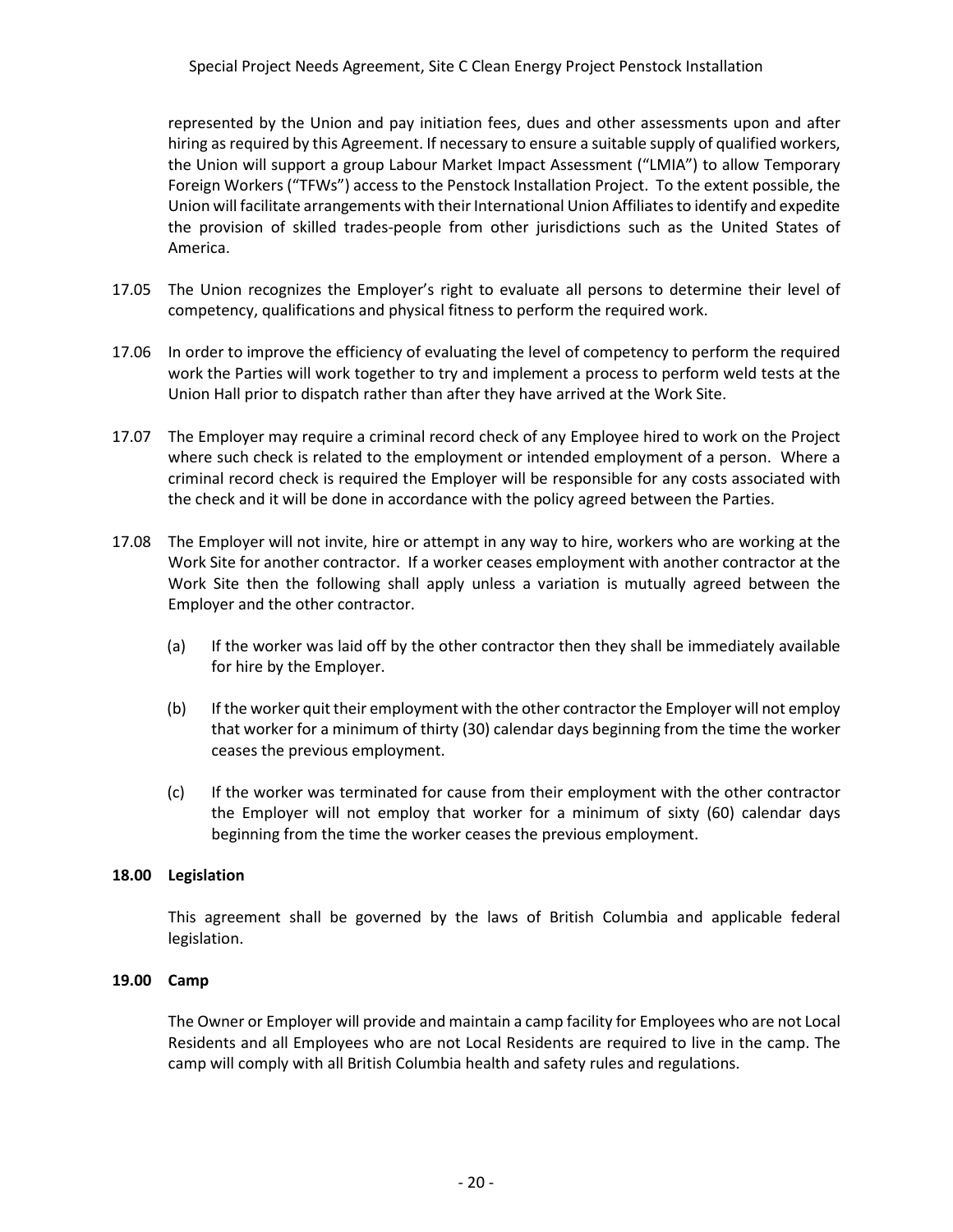represented by the Union and pay initiation fees, dues and other assessments upon and after hiring as required by this Agreement. If necessary to ensure a suitable supply of qualified workers, the Union will support a group Labour Market Impact Assessment ("LMIA") to allow Temporary Foreign Workers ("TFWs") access to the Penstock Installation Project. To the extent possible, the Union will facilitate arrangements with their International Union Affiliates to identify and expedite the provision of skilled trades-people from other jurisdictions such as the United States of America.

17.05 The Union recognizes the Employer's right to evaluate all persons to determine their level of competency, qualifications and physical fitness to perform the required work.

17.06 In order to improve the efficiency of evaluating the level of competency to perform the required work the Parties will work together to try and implement a process to perform weld tests at the Union Hall prior to dispatch rather than after they have arrived at the Work Site.

17.07 The Employer may require a criminal record check of any Employee hired to work on the Project where such check is related to the employment or intended employment of a person. Where a criminal record check is required the Employer will be responsible for any costs associated with the check and it will be done in accordance with the policy agreed between the Parties.

17.08 The Employer will not invite, hire or attempt in any way to hire, workers who are working at the Work Site for another contractor. If a worker ceases employment with another contractor at the Work Site then the following shall apply unless a variation is mutually agreed between the Employer and the other contractor.

(a) If the worker was laid off by the other contractor then they shall be immediately available for hire by the Employer.

(b) If the worker quit their employment with the other contractor the Employer will not employ that worker for a minimum of thirty (30) calendar days beginning from the time the worker ceases the previous employment.

(c) If the worker was terminated for cause from their employment with the other contractor the Employer will not employ that worker for a minimum of sixty (60) calendar days beginning from the time the worker ceases the previous employment.

**18.00 Legislation**

This agreement shall be governed by the laws of British Columbia and applicable federal legislation.

**19.00 Camp**

The Owner or Employer will provide and maintain a camp facility for Employees who are not Local Residents and all Employees who are not Local Residents are required to live in the camp. The camp will comply with all British Columbia health and safety rules and regulations.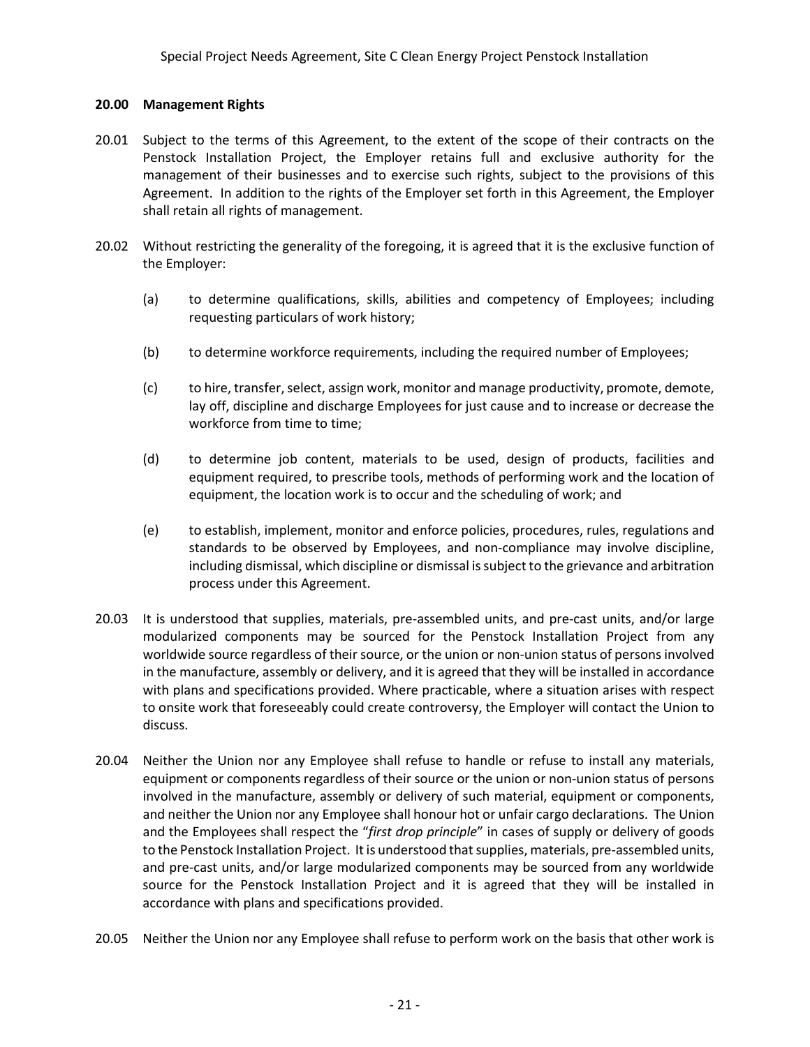## 20.00 Management Rights

20.01 Subject to the terms of this Agreement, to the extent of the scope of their contracts on the Penstock Installation Project, the Employer retains full and exclusive authority for the management of their businesses and to exercise such rights, subject to the provisions of this Agreement. In addition to the rights of the Employer set forth in this Agreement, the Employer shall retain all rights of management.

20.02 Without restricting the generality of the foregoing, it is agreed that it is the exclusive function of the Employer:

(a) to determine qualifications, skills, abilities and competency of Employees; including requesting particulars of work history;

(b) to determine workforce requirements, including the required number of Employees;

(c) to hire, transfer, select, assign work, monitor and manage productivity, promote, demote, lay off, discipline and discharge Employees for just cause and to increase or decrease the workforce from time to time;

(d) to determine job content, materials to be used, design of products, facilities and equipment required, to prescribe tools, methods of performing work and the location of equipment, the location work is to occur and the scheduling of work; and

(e) to establish, implement, monitor and enforce policies, procedures, rules, regulations and standards to be observed by Employees, and non-compliance may involve discipline, including dismissal, which discipline or dismissal is subject to the grievance and arbitration process under this Agreement.

20.03 It is understood that supplies, materials, pre-assembled units, and pre-cast units, and/or large modularized components may be sourced for the Penstock Installation Project from any worldwide source regardless of their source, or the union or non-union status of persons involved in the manufacture, assembly or delivery, and it is agreed that they will be installed in accordance with plans and specifications provided. Where practicable, where a situation arises with respect to onsite work that foreseeably could create controversy, the Employer will contact the Union to discuss.

20.04 Neither the Union nor any Employee shall refuse to handle or refuse to install any materials, equipment or components regardless of their source or the union or non-union status of persons involved in the manufacture, assembly or delivery of such material, equipment or components, and neither the Union nor any Employee shall honour hot or unfair cargo declarations. The Union and the Employees shall respect the "*first drop principle*" in cases of supply or delivery of goods to the Penstock Installation Project. It is understood that supplies, materials, pre-assembled units, and pre-cast units, and/or large modularized components may be sourced from any worldwide source for the Penstock Installation Project and it is agreed that they will be installed in accordance with plans and specifications provided.

20.05 Neither the Union nor any Employee shall refuse to perform work on the basis that other work is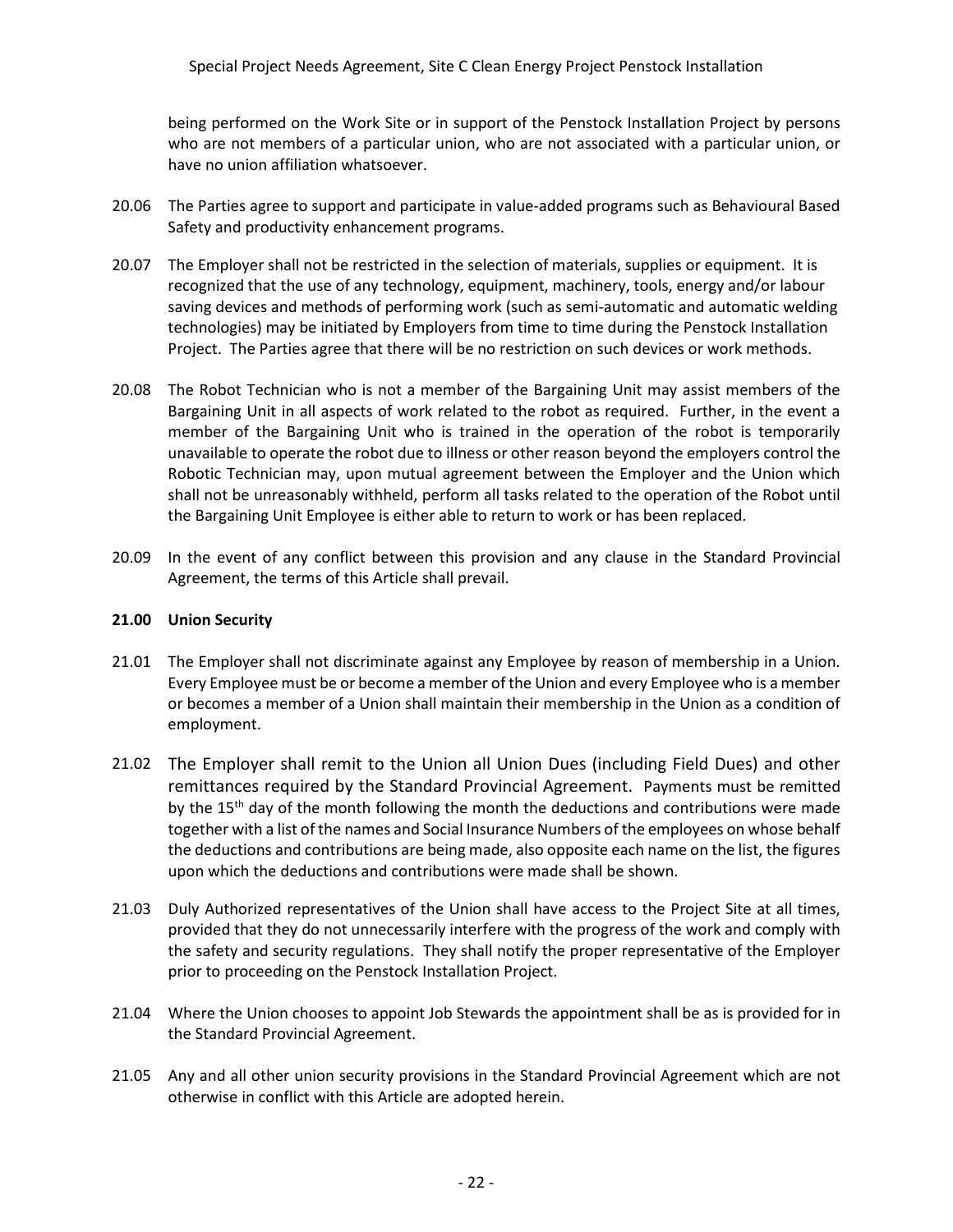being performed on the Work Site or in support of the Penstock Installation Project by persons who are not members of a particular union, who are not associated with a particular union, or have no union affiliation whatsoever.

20.06 The Parties agree to support and participate in value-added programs such as Behavioural Based Safety and productivity enhancement programs.

20.07 The Employer shall not be restricted in the selection of materials, supplies or equipment. It is recognized that the use of any technology, equipment, machinery, tools, energy and/or labour saving devices and methods of performing work (such as semi-automatic and automatic welding technologies) may be initiated by Employers from time to time during the Penstock Installation Project. The Parties agree that there will be no restriction on such devices or work methods.

20.08 The Robot Technician who is not a member of the Bargaining Unit may assist members of the Bargaining Unit in all aspects of work related to the robot as required. Further, in the event a member of the Bargaining Unit who is trained in the operation of the robot is temporarily unavailable to operate the robot due to illness or other reason beyond the employers control the Robotic Technician may, upon mutual agreement between the Employer and the Union which shall not be unreasonably withheld, perform all tasks related to the operation of the Robot until the Bargaining Unit Employee is either able to return to work or has been replaced.

20.09 In the event of any conflict between this provision and any clause in the Standard Provincial Agreement, the terms of this Article shall prevail.

**21.00 Union Security**

21.01 The Employer shall not discriminate against any Employee by reason of membership in a Union. Every Employee must be or become a member of the Union and every Employee who is a member or becomes a member of a Union shall maintain their membership in the Union as a condition of employment.

21.02 The Employer shall remit to the Union all Union Dues (including Field Dues) and other remittances required by the Standard Provincial Agreement. Payments must be remitted by the 15th day of the month following the month the deductions and contributions were made together with a list of the names and Social Insurance Numbers of the employees on whose behalf the deductions and contributions are being made, also opposite each name on the list, the figures upon which the deductions and contributions were made shall be shown.

21.03 Duly Authorized representatives of the Union shall have access to the Project Site at all times, provided that they do not unnecessarily interfere with the progress of the work and comply with the safety and security regulations. They shall notify the proper representative of the Employer prior to proceeding on the Penstock Installation Project.

21.04 Where the Union chooses to appoint Job Stewards the appointment shall be as is provided for in the Standard Provincial Agreement.

21.05 Any and all other union security provisions in the Standard Provincial Agreement which are not otherwise in conflict with this Article are adopted herein.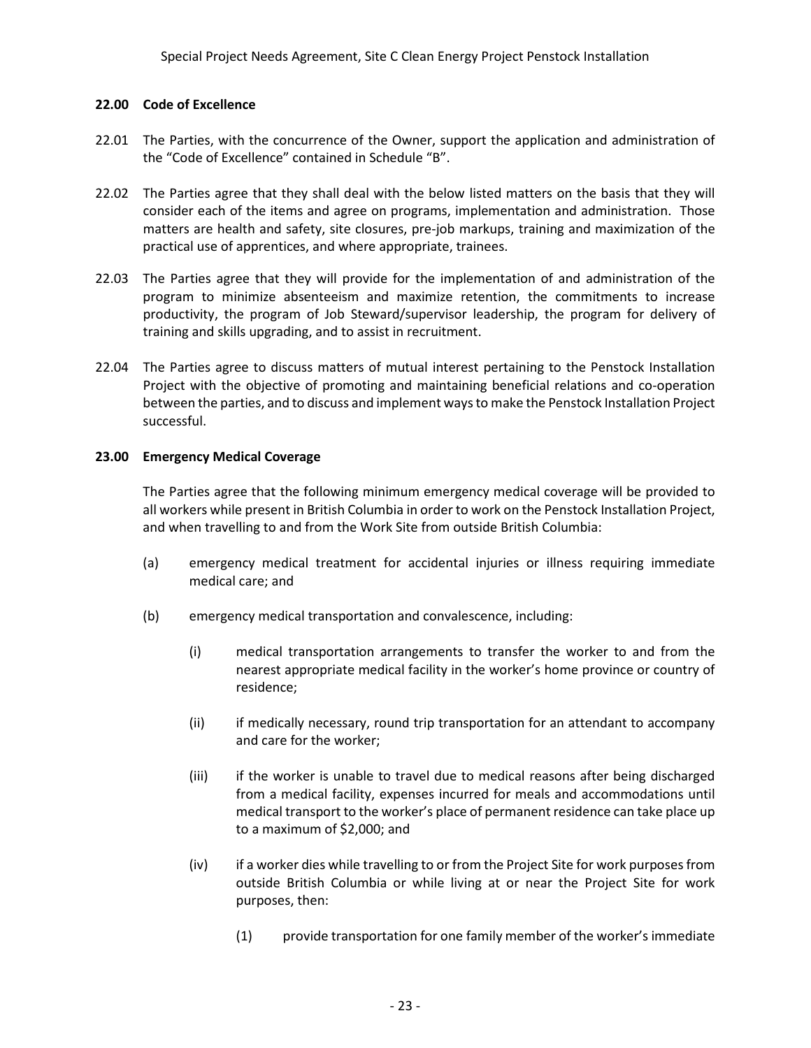## 22.00 Code of Excellence

22.01 The Parties, with the concurrence of the Owner, support the application and administration of the "Code of Excellence" contained in Schedule "B".

22.02 The Parties agree that they shall deal with the below listed matters on the basis that they will consider each of the items and agree on programs, implementation and administration. Those matters are health and safety, site closures, pre-job markups, training and maximization of the practical use of apprentices, and where appropriate, trainees.

22.03 The Parties agree that they will provide for the implementation of and administration of the program to minimize absenteeism and maximize retention, the commitments to increase productivity, the program of Job Steward/supervisor leadership, the program for delivery of training and skills upgrading, and to assist in recruitment.

22.04 The Parties agree to discuss matters of mutual interest pertaining to the Penstock Installation Project with the objective of promoting and maintaining beneficial relations and co-operation between the parties, and to discuss and implement ways to make the Penstock Installation Project successful.

## 23.00 Emergency Medical Coverage

The Parties agree that the following minimum emergency medical coverage will be provided to all workers while present in British Columbia in order to work on the Penstock Installation Project, and when travelling to and from the Work Site from outside British Columbia:

(a) emergency medical treatment for accidental injuries or illness requiring immediate medical care; and

(b) emergency medical transportation and convalescence, including:

(i) medical transportation arrangements to transfer the worker to and from the nearest appropriate medical facility in the worker's home province or country of residence;

(ii) if medically necessary, round trip transportation for an attendant to accompany and care for the worker;

(iii) if the worker is unable to travel due to medical reasons after being discharged from a medical facility, expenses incurred for meals and accommodations until medical transport to the worker's place of permanent residence can take place up to a maximum of $2,000; and

(iv) if a worker dies while travelling to or from the Project Site for work purposes from outside British Columbia or while living at or near the Project Site for work purposes, then:

(1) provide transportation for one family member of the worker's immediate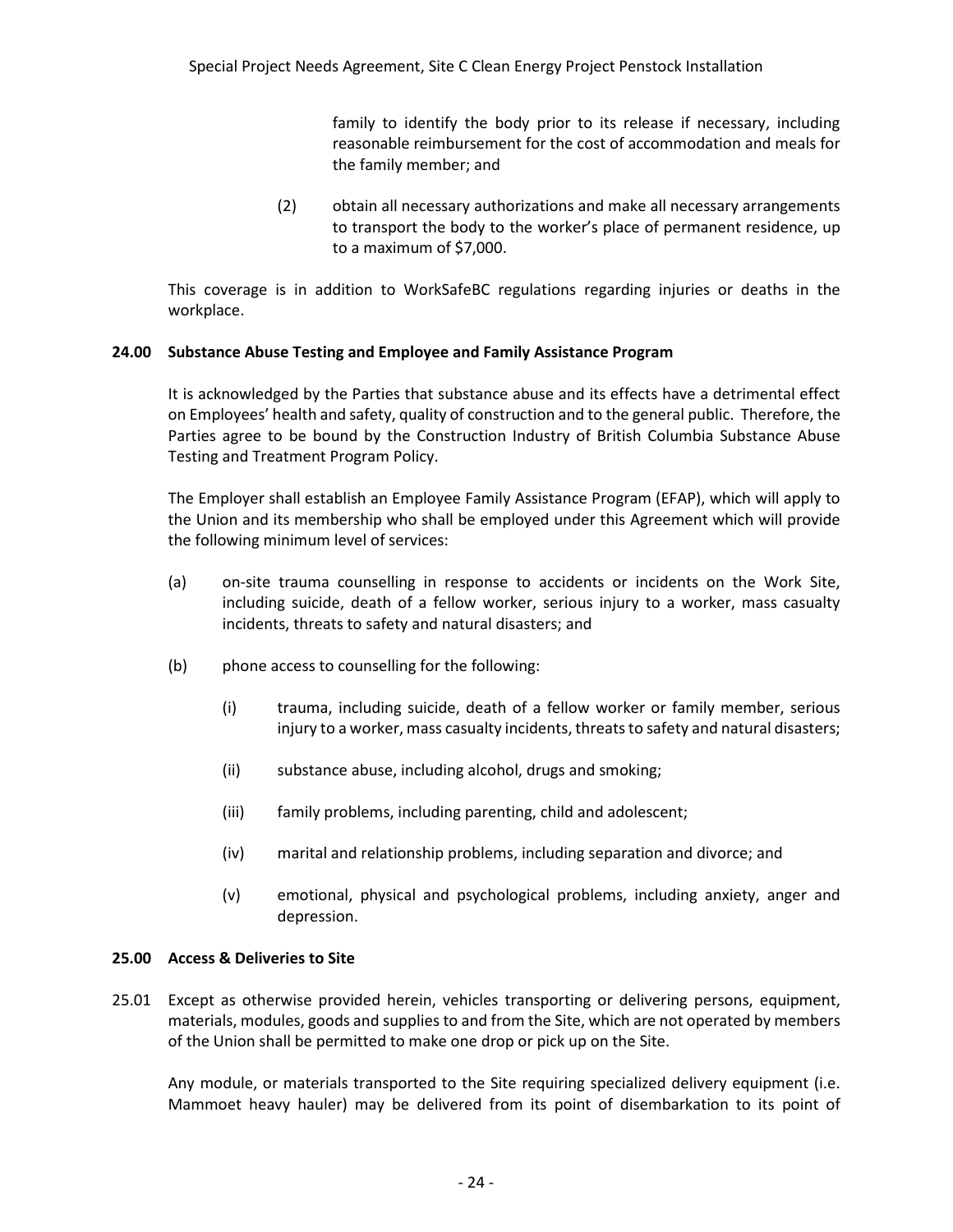family to identify the body prior to its release if necessary, including reasonable reimbursement for the cost of accommodation and meals for the family member; and

(2) obtain all necessary authorizations and make all necessary arrangements to transport the body to the worker's place of permanent residence, up to a maximum of $7,000.

This coverage is in addition to WorkSafeBC regulations regarding injuries or deaths in the workplace.

### 24.00 Substance Abuse Testing and Employee and Family Assistance Program

It is acknowledged by the Parties that substance abuse and its effects have a detrimental effect on Employees' health and safety, quality of construction and to the general public. Therefore, the Parties agree to be bound by the Construction Industry of British Columbia Substance Abuse Testing and Treatment Program Policy.

The Employer shall establish an Employee Family Assistance Program (EFAP), which will apply to the Union and its membership who shall be employed under this Agreement which will provide the following minimum level of services:

(a) on-site trauma counselling in response to accidents or incidents on the Work Site, including suicide, death of a fellow worker, serious injury to a worker, mass casualty incidents, threats to safety and natural disasters; and

(b) phone access to counselling for the following:

(i) trauma, including suicide, death of a fellow worker or family member, serious injury to a worker, mass casualty incidents, threats to safety and natural disasters;

(ii) substance abuse, including alcohol, drugs and smoking;

(iii) family problems, including parenting, child and adolescent;

(iv) marital and relationship problems, including separation and divorce; and

(v) emotional, physical and psychological problems, including anxiety, anger and depression.

### 25.00 Access & Deliveries to Site

25.01 Except as otherwise provided herein, vehicles transporting or delivering persons, equipment, materials, modules, goods and supplies to and from the Site, which are not operated by members of the Union shall be permitted to make one drop or pick up on the Site.

Any module, or materials transported to the Site requiring specialized delivery equipment (i.e. Mammoet heavy hauler) may be delivered from its point of disembarkation to its point of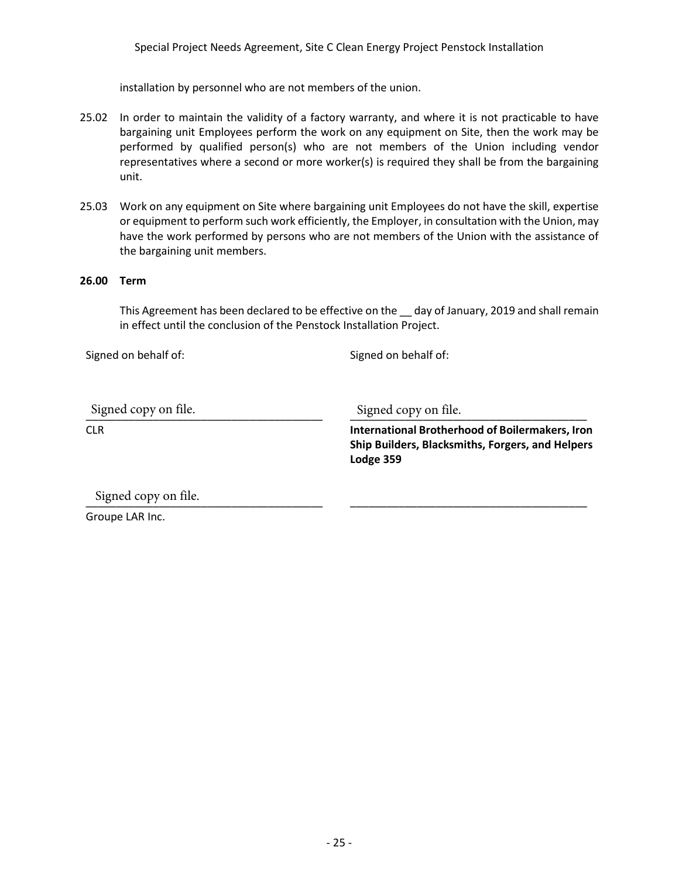installation by personnel who are not members of the union.

25.02 In order to maintain the validity of a factory warranty, and where it is not practicable to have bargaining unit Employees perform the work on any equipment on Site, then the work may be performed by qualified person(s) who are not members of the Union including vendor representatives where a second or more worker(s) is required they shall be from the bargaining unit.

25.03 Work on any equipment on Site where bargaining unit Employees do not have the skill, expertise or equipment to perform such work efficiently, the Employer, in consultation with the Union, may have the work performed by persons who are not members of the Union with the assistance of the bargaining unit members.

## 26.00 Term

This Agreement has been declared to be effective on the __ day of January, 2019 and shall remain in effect until the conclusion of the Penstock Installation Project.

| Signed on behalf of: | Signed on behalf of: |
|---|---|
| Signed copy on file. | Signed copy on file. |
| CLR | **International Brotherhood of Boilermakers, Iron Ship Builders, Blacksmiths, Forgers, and Helpers Lodge 359** |
| Signed copy on file. | ______________________________ |
| Groupe LAR Inc. | |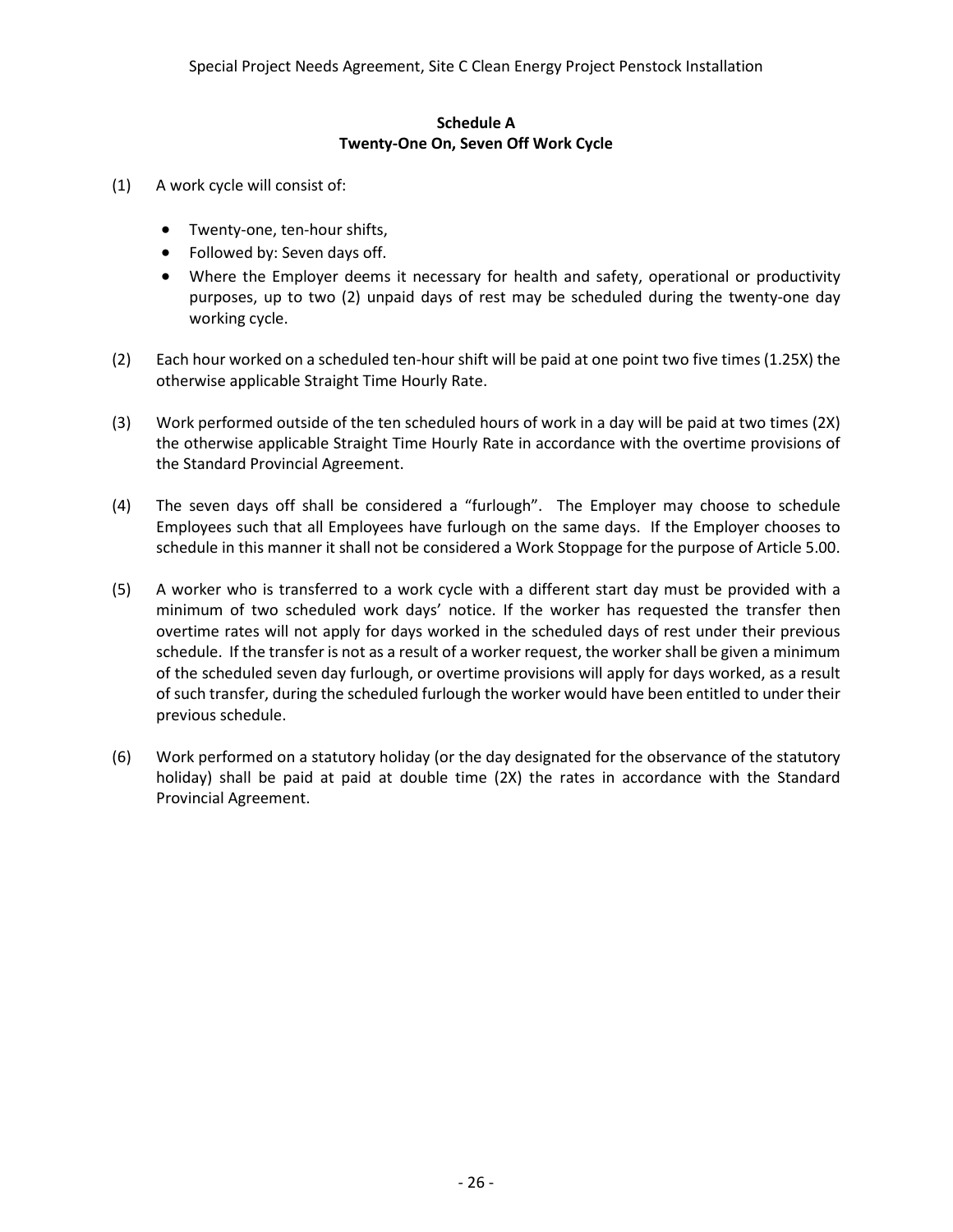## Schedule A
## Twenty-One On, Seven Off Work Cycle

(1) A work cycle will consist of:

- Twenty-one, ten-hour shifts,
- Followed by: Seven days off.
- Where the Employer deems it necessary for health and safety, operational or productivity purposes, up to two (2) unpaid days of rest may be scheduled during the twenty-one day working cycle.

(2) Each hour worked on a scheduled ten-hour shift will be paid at one point two five times (1.25X) the otherwise applicable Straight Time Hourly Rate.

(3) Work performed outside of the ten scheduled hours of work in a day will be paid at two times (2X) the otherwise applicable Straight Time Hourly Rate in accordance with the overtime provisions of the Standard Provincial Agreement.

(4) The seven days off shall be considered a "furlough". The Employer may choose to schedule Employees such that all Employees have furlough on the same days. If the Employer chooses to schedule in this manner it shall not be considered a Work Stoppage for the purpose of Article 5.00.

(5) A worker who is transferred to a work cycle with a different start day must be provided with a minimum of two scheduled work days' notice. If the worker has requested the transfer then overtime rates will not apply for days worked in the scheduled days of rest under their previous schedule. If the transfer is not as a result of a worker request, the worker shall be given a minimum of the scheduled seven day furlough, or overtime provisions will apply for days worked, as a result of such transfer, during the scheduled furlough the worker would have been entitled to under their previous schedule.

(6) Work performed on a statutory holiday (or the day designated for the observance of the statutory holiday) shall be paid at paid at double time (2X) the rates in accordance with the Standard Provincial Agreement.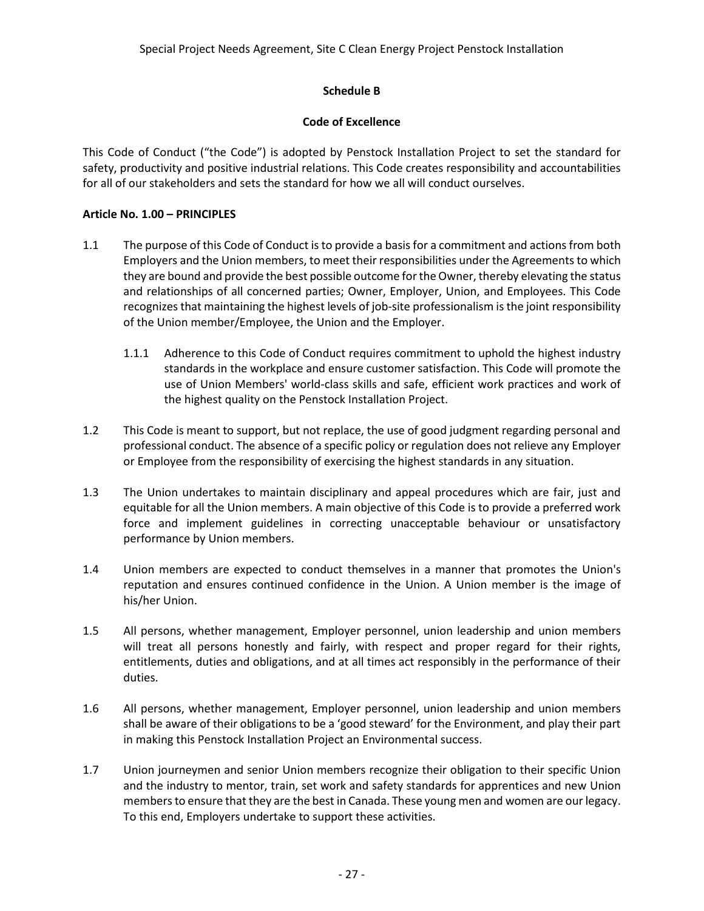## Schedule B

## Code of Excellence

This Code of Conduct ("the Code") is adopted by Penstock Installation Project to set the standard for safety, productivity and positive industrial relations. This Code creates responsibility and accountabilities for all of our stakeholders and sets the standard for how we all will conduct ourselves.

### Article No. 1.00 – PRINCIPLES

1.1 The purpose of this Code of Conduct is to provide a basis for a commitment and actions from both Employers and the Union members, to meet their responsibilities under the Agreements to which they are bound and provide the best possible outcome for the Owner, thereby elevating the status and relationships of all concerned parties; Owner, Employer, Union, and Employees. This Code recognizes that maintaining the highest levels of job-site professionalism is the joint responsibility of the Union member/Employee, the Union and the Employer.

  1.1.1 Adherence to this Code of Conduct requires commitment to uphold the highest industry standards in the workplace and ensure customer satisfaction. This Code will promote the use of Union Members' world-class skills and safe, efficient work practices and work of the highest quality on the Penstock Installation Project.

1.2 This Code is meant to support, but not replace, the use of good judgment regarding personal and professional conduct. The absence of a specific policy or regulation does not relieve any Employer or Employee from the responsibility of exercising the highest standards in any situation.

1.3 The Union undertakes to maintain disciplinary and appeal procedures which are fair, just and equitable for all the Union members. A main objective of this Code is to provide a preferred work force and implement guidelines in correcting unacceptable behaviour or unsatisfactory performance by Union members.

1.4 Union members are expected to conduct themselves in a manner that promotes the Union's reputation and ensures continued confidence in the Union. A Union member is the image of his/her Union.

1.5 All persons, whether management, Employer personnel, union leadership and union members will treat all persons honestly and fairly, with respect and proper regard for their rights, entitlements, duties and obligations, and at all times act responsibly in the performance of their duties.

1.6 All persons, whether management, Employer personnel, union leadership and union members shall be aware of their obligations to be a 'good steward' for the Environment, and play their part in making this Penstock Installation Project an Environmental success.

1.7 Union journeymen and senior Union members recognize their obligation to their specific Union and the industry to mentor, train, set work and safety standards for apprentices and new Union members to ensure that they are the best in Canada. These young men and women are our legacy. To this end, Employers undertake to support these activities.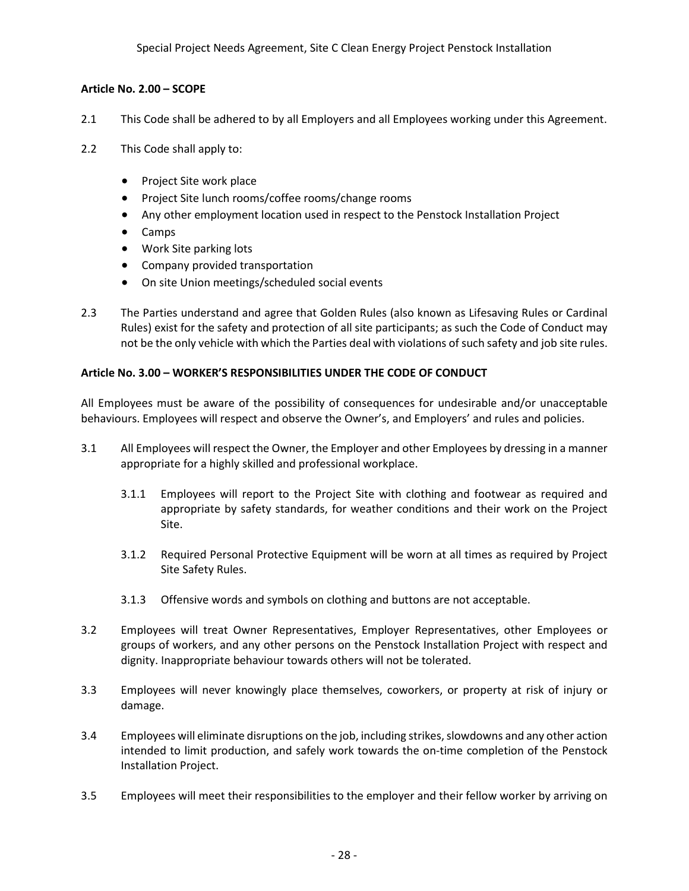**Article No. 2.00 – SCOPE**

2.1 This Code shall be adhered to by all Employers and all Employees working under this Agreement.

2.2 This Code shall apply to:

- Project Site work place
- Project Site lunch rooms/coffee rooms/change rooms
- Any other employment location used in respect to the Penstock Installation Project
- Camps
- Work Site parking lots
- Company provided transportation
- On site Union meetings/scheduled social events

2.3 The Parties understand and agree that Golden Rules (also known as Lifesaving Rules or Cardinal Rules) exist for the safety and protection of all site participants; as such the Code of Conduct may not be the only vehicle with which the Parties deal with violations of such safety and job site rules.

**Article No. 3.00 – WORKER'S RESPONSIBILITIES UNDER THE CODE OF CONDUCT**

All Employees must be aware of the possibility of consequences for undesirable and/or unacceptable behaviours. Employees will respect and observe the Owner's, and Employers' and rules and policies.

3.1 All Employees will respect the Owner, the Employer and other Employees by dressing in a manner appropriate for a highly skilled and professional workplace.

3.1.1 Employees will report to the Project Site with clothing and footwear as required and appropriate by safety standards, for weather conditions and their work on the Project Site.

3.1.2 Required Personal Protective Equipment will be worn at all times as required by Project Site Safety Rules.

3.1.3 Offensive words and symbols on clothing and buttons are not acceptable.

3.2 Employees will treat Owner Representatives, Employer Representatives, other Employees or groups of workers, and any other persons on the Penstock Installation Project with respect and dignity. Inappropriate behaviour towards others will not be tolerated.

3.3 Employees will never knowingly place themselves, coworkers, or property at risk of injury or damage.

3.4 Employees will eliminate disruptions on the job, including strikes, slowdowns and any other action intended to limit production, and safely work towards the on-time completion of the Penstock Installation Project.

3.5 Employees will meet their responsibilities to the employer and their fellow worker by arriving on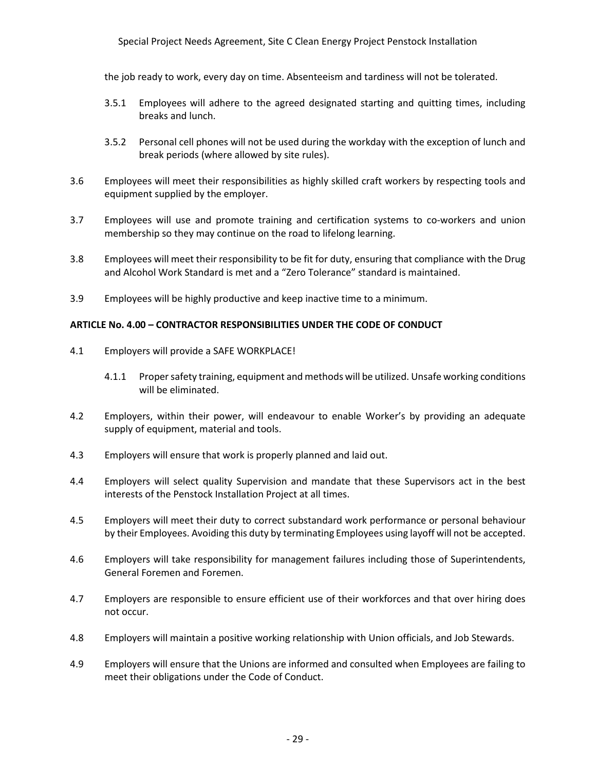the job ready to work, every day on time. Absenteeism and tardiness will not be tolerated.

3.5.1 Employees will adhere to the agreed designated starting and quitting times, including breaks and lunch.

3.5.2 Personal cell phones will not be used during the workday with the exception of lunch and break periods (where allowed by site rules).

3.6 Employees will meet their responsibilities as highly skilled craft workers by respecting tools and equipment supplied by the employer.

3.7 Employees will use and promote training and certification systems to co-workers and union membership so they may continue on the road to lifelong learning.

3.8 Employees will meet their responsibility to be fit for duty, ensuring that compliance with the Drug and Alcohol Work Standard is met and a "Zero Tolerance" standard is maintained.

3.9 Employees will be highly productive and keep inactive time to a minimum.

**ARTICLE No. 4.00 – CONTRACTOR RESPONSIBILITIES UNDER THE CODE OF CONDUCT**

4.1 Employers will provide a SAFE WORKPLACE!

4.1.1 Proper safety training, equipment and methods will be utilized. Unsafe working conditions will be eliminated.

4.2 Employers, within their power, will endeavour to enable Worker's by providing an adequate supply of equipment, material and tools.

4.3 Employers will ensure that work is properly planned and laid out.

4.4 Employers will select quality Supervision and mandate that these Supervisors act in the best interests of the Penstock Installation Project at all times.

4.5 Employers will meet their duty to correct substandard work performance or personal behaviour by their Employees. Avoiding this duty by terminating Employees using layoff will not be accepted.

4.6 Employers will take responsibility for management failures including those of Superintendents, General Foremen and Foremen.

4.7 Employers are responsible to ensure efficient use of their workforces and that over hiring does not occur.

4.8 Employers will maintain a positive working relationship with Union officials, and Job Stewards.

4.9 Employers will ensure that the Unions are informed and consulted when Employees are failing to meet their obligations under the Code of Conduct.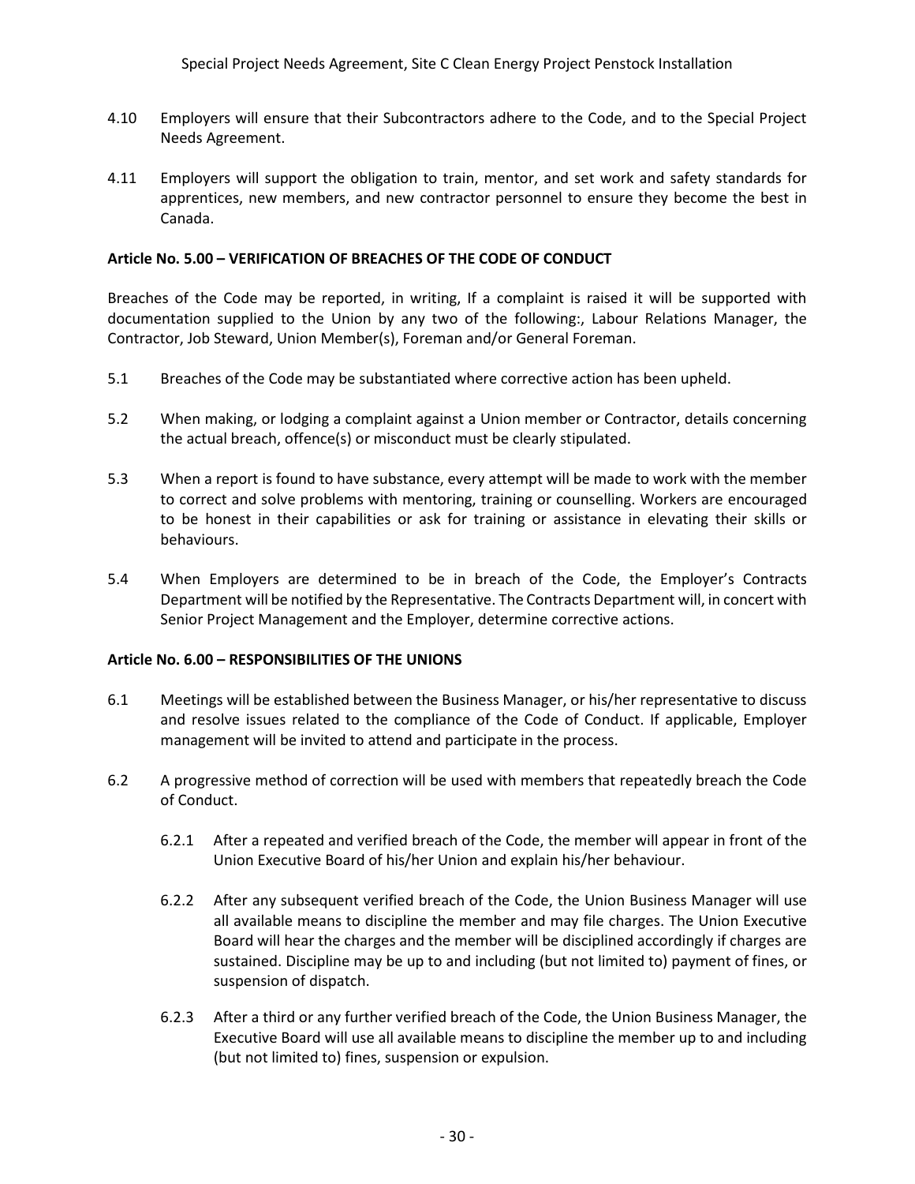4.10 Employers will ensure that their Subcontractors adhere to the Code, and to the Special Project Needs Agreement.

4.11 Employers will support the obligation to train, mentor, and set work and safety standards for apprentices, new members, and new contractor personnel to ensure they become the best in Canada.

**Article No. 5.00 – VERIFICATION OF BREACHES OF THE CODE OF CONDUCT**

Breaches of the Code may be reported, in writing, If a complaint is raised it will be supported with documentation supplied to the Union by any two of the following:, Labour Relations Manager, the Contractor, Job Steward, Union Member(s), Foreman and/or General Foreman.

5.1 Breaches of the Code may be substantiated where corrective action has been upheld.

5.2 When making, or lodging a complaint against a Union member or Contractor, details concerning the actual breach, offence(s) or misconduct must be clearly stipulated.

5.3 When a report is found to have substance, every attempt will be made to work with the member to correct and solve problems with mentoring, training or counselling. Workers are encouraged to be honest in their capabilities or ask for training or assistance in elevating their skills or behaviours.

5.4 When Employers are determined to be in breach of the Code, the Employer's Contracts Department will be notified by the Representative. The Contracts Department will, in concert with Senior Project Management and the Employer, determine corrective actions.

**Article No. 6.00 – RESPONSIBILITIES OF THE UNIONS**

6.1 Meetings will be established between the Business Manager, or his/her representative to discuss and resolve issues related to the compliance of the Code of Conduct. If applicable, Employer management will be invited to attend and participate in the process.

6.2 A progressive method of correction will be used with members that repeatedly breach the Code of Conduct.

6.2.1 After a repeated and verified breach of the Code, the member will appear in front of the Union Executive Board of his/her Union and explain his/her behaviour.

6.2.2 After any subsequent verified breach of the Code, the Union Business Manager will use all available means to discipline the member and may file charges. The Union Executive Board will hear the charges and the member will be disciplined accordingly if charges are sustained. Discipline may be up to and including (but not limited to) payment of fines, or suspension of dispatch.

6.2.3 After a third or any further verified breach of the Code, the Union Business Manager, the Executive Board will use all available means to discipline the member up to and including (but not limited to) fines, suspension or expulsion.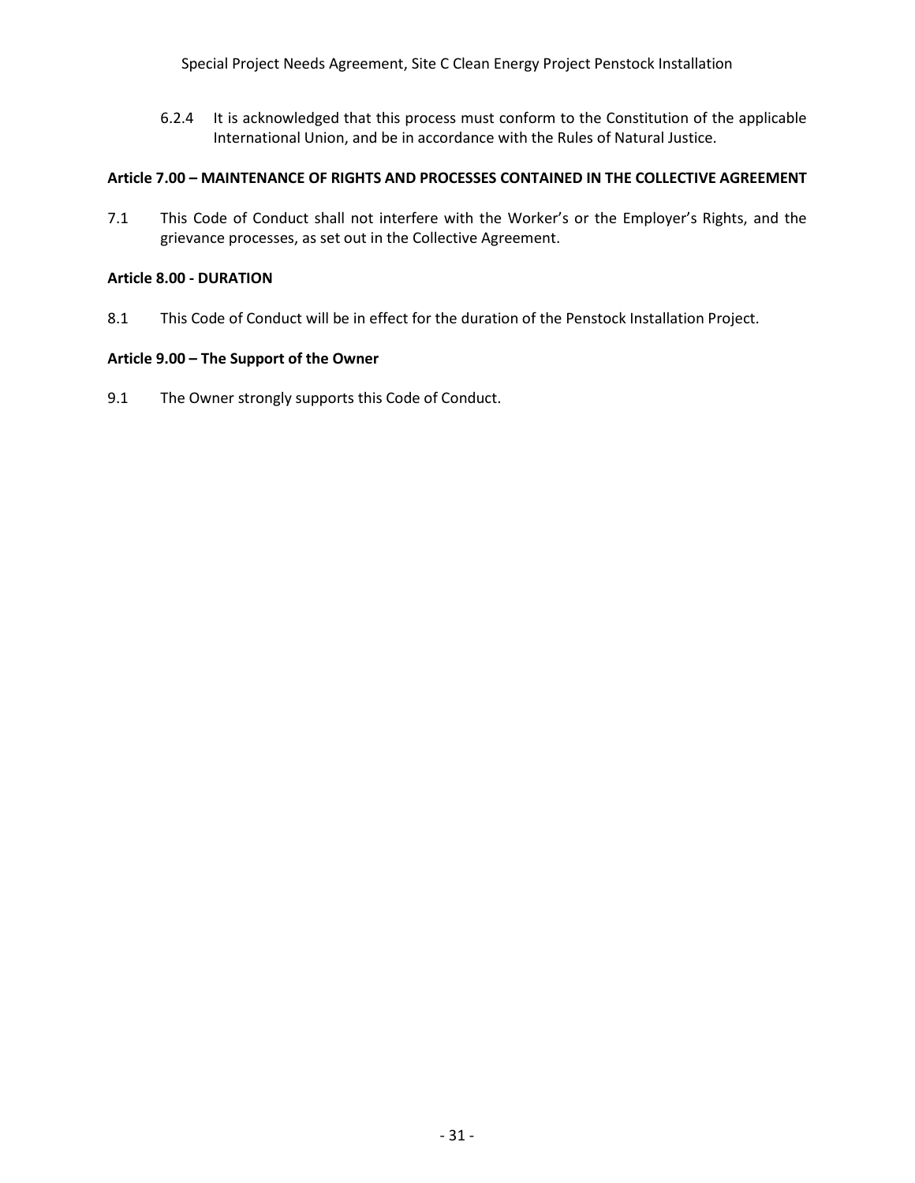6.2.4 It is acknowledged that this process must conform to the Constitution of the applicable International Union, and be in accordance with the Rules of Natural Justice.

**Article 7.00 – MAINTENANCE OF RIGHTS AND PROCESSES CONTAINED IN THE COLLECTIVE AGREEMENT**

7.1 This Code of Conduct shall not interfere with the Worker's or the Employer's Rights, and the grievance processes, as set out in the Collective Agreement.

**Article 8.00 - DURATION**

8.1 This Code of Conduct will be in effect for the duration of the Penstock Installation Project.

**Article 9.00 – The Support of the Owner**

9.1 The Owner strongly supports this Code of Conduct.